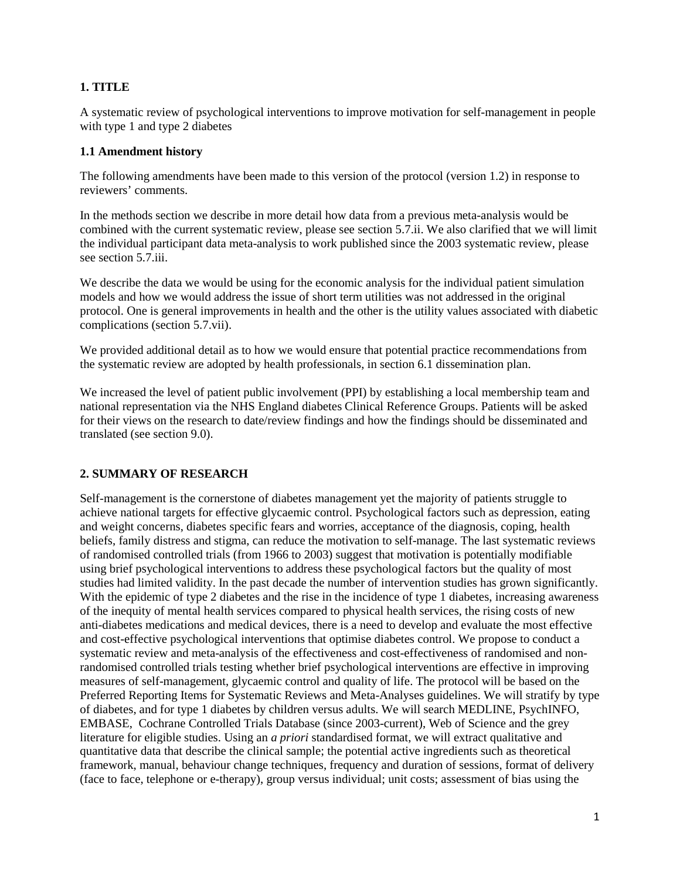## 1. TITLE

A systematic review of psychological interventions to improve motivation for self-management in people with type 1 and type 2 diabetes

### 1.1 Amendment history

The following amendments have been made to this version of the protocol (version 1.2) in response to reviewers' comments.

In the methods section we describe in more detail how data from a previous meta-analysis would be combined with the current systematic review, please see section 5.7.ii. We also clarified that we will limit the individual participant data meta-analysis to work published since the 2003 systematic review, please see section 5.7.iii.

We describe the data we would be using for the economic analysis for the individual patient simulation models and how we would address the issue of short term utilities was not addressed in the original protocol. One is general improvements in health and the other is the utility values associated with diabetic complications (section 5.7.vii).

We provided additional detail as to how we would ensure that potential practice recommendations from the systematic review are adopted by health professionals, in section 6.1 dissemination plan.

We increased the level of patient public involvement (PPI) by establishing a local membership team and national representation via the NHS England diabetes Clinical Reference Groups. Patients will be asked for their views on the research to date/review findings and how the findings should be disseminated and translated (see section 9.0).

## 2. SUMMARY OF RESEARCH

Self-management is the cornerstone of diabetes management yet the majority of patients struggle to achieve national targets for effective glycaemic control. Psychological factors such as depression, eating and weight concerns, diabetes specific fears and worries, acceptance of the diagnosis, coping, health beliefs, family distress and stigma, can reduce the motivation to self-manage. The last systematic reviews of randomised controlled trials (from 1966 to 2003) suggest that motivation is potentially modifiable using brief psychological interventions to address these psychological factors but the quality of most studies had limited validity. In the past decade the number of intervention studies has grown significantly. With the epidemic of type 2 diabetes and the rise in the incidence of type 1 diabetes, increasing awareness of the inequity of mental health services compared to physical health services, the rising costs of new anti-diabetes medications and medical devices, there is a need to develop and evaluate the most effective and cost-effective psychological interventions that optimise diabetes control. We propose to conduct a systematic review and meta-analysis of the effectiveness and cost-effectiveness of randomised and non-randomised controlled trials testing whether brief psychological interventions are effective in improving measures of self-management, glycaemic control and quality of life. The protocol will be based on the Preferred Reporting Items for Systematic Reviews and Meta-Analyses guidelines. We will stratify by type of diabetes, and for type 1 diabetes by children versus adults. We will search MEDLINE, PsychINFO, EMBASE, Cochrane Controlled Trials Database (since 2003-current), Web of Science and the grey literature for eligible studies. Using an *a priori* standardised format, we will extract qualitative and quantitative data that describe the clinical sample; the potential active ingredients such as theoretical framework, manual, behaviour change techniques, frequency and duration of sessions, format of delivery (face to face, telephone or e-therapy), group versus individual; unit costs; assessment of bias using the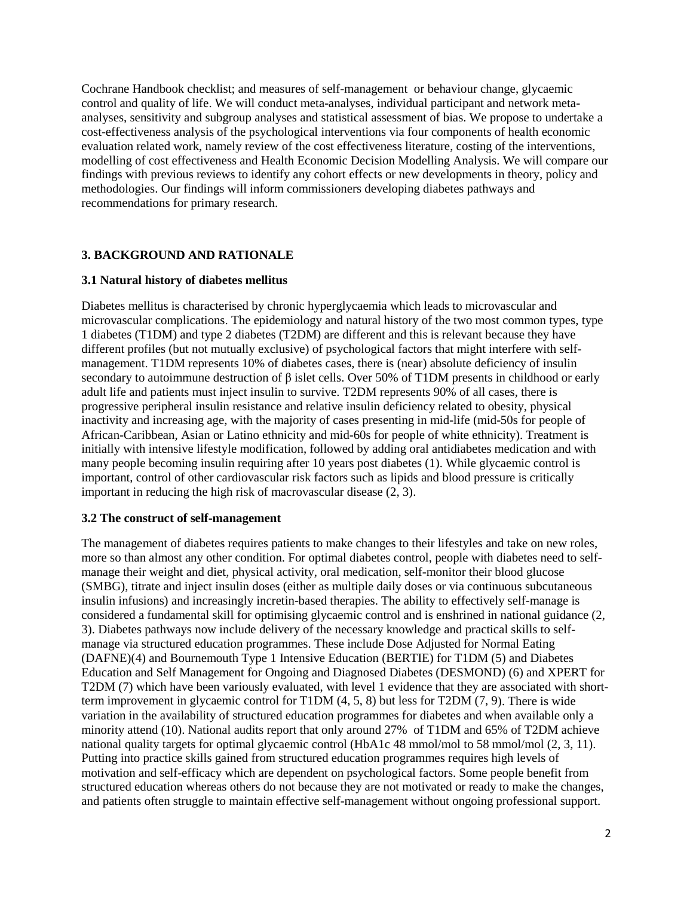Cochrane Handbook checklist; and measures of self-management or behaviour change, glycaemic control and quality of life. We will conduct meta-analyses, individual participant and network meta-analyses, sensitivity and subgroup analyses and statistical assessment of bias. We propose to undertake a cost-effectiveness analysis of the psychological interventions via four components of health economic evaluation related work, namely review of the cost effectiveness literature, costing of the interventions, modelling of cost effectiveness and Health Economic Decision Modelling Analysis. We will compare our findings with previous reviews to identify any cohort effects or new developments in theory, policy and methodologies. Our findings will inform commissioners developing diabetes pathways and recommendations for primary research.

## 3. BACKGROUND AND RATIONALE

### 3.1 Natural history of diabetes mellitus

Diabetes mellitus is characterised by chronic hyperglycaemia which leads to microvascular and microvascular complications. The epidemiology and natural history of the two most common types, type 1 diabetes (T1DM) and type 2 diabetes (T2DM) are different and this is relevant because they have different profiles (but not mutually exclusive) of psychological factors that might interfere with self-management. T1DM represents 10% of diabetes cases, there is (near) absolute deficiency of insulin secondary to autoimmune destruction of β islet cells. Over 50% of T1DM presents in childhood or early adult life and patients must inject insulin to survive. T2DM represents 90% of all cases, there is progressive peripheral insulin resistance and relative insulin deficiency related to obesity, physical inactivity and increasing age, with the majority of cases presenting in mid-life (mid-50s for people of African-Caribbean, Asian or Latino ethnicity and mid-60s for people of white ethnicity). Treatment is initially with intensive lifestyle modification, followed by adding oral antidiabetes medication and with many people becoming insulin requiring after 10 years post diabetes (1). While glycaemic control is important, control of other cardiovascular risk factors such as lipids and blood pressure is critically important in reducing the high risk of macrovascular disease (2, 3).

### 3.2 The construct of self-management

The management of diabetes requires patients to make changes to their lifestyles and take on new roles, more so than almost any other condition. For optimal diabetes control, people with diabetes need to self-manage their weight and diet, physical activity, oral medication, self-monitor their blood glucose (SMBG), titrate and inject insulin doses (either as multiple daily doses or via continuous subcutaneous insulin infusions) and increasingly incretin-based therapies. The ability to effectively self-manage is considered a fundamental skill for optimising glycaemic control and is enshrined in national guidance (2, 3). Diabetes pathways now include delivery of the necessary knowledge and practical skills to self-manage via structured education programmes. These include Dose Adjusted for Normal Eating (DAFNE)(4) and Bournemouth Type 1 Intensive Education (BERTIE) for T1DM (5) and Diabetes Education and Self Management for Ongoing and Diagnosed Diabetes (DESMOND) (6) and XPERT for T2DM (7) which have been variously evaluated, with level 1 evidence that they are associated with short-term improvement in glycaemic control for T1DM (4, 5, 8) but less for T2DM (7, 9). There is wide variation in the availability of structured education programmes for diabetes and when available only a minority attend (10). National audits report that only around 27% of T1DM and 65% of T2DM achieve national quality targets for optimal glycaemic control (HbA1c 48 mmol/mol to 58 mmol/mol (2, 3, 11). Putting into practice skills gained from structured education programmes requires high levels of motivation and self-efficacy which are dependent on psychological factors. Some people benefit from structured education whereas others do not because they are not motivated or ready to make the changes, and patients often struggle to maintain effective self-management without ongoing professional support.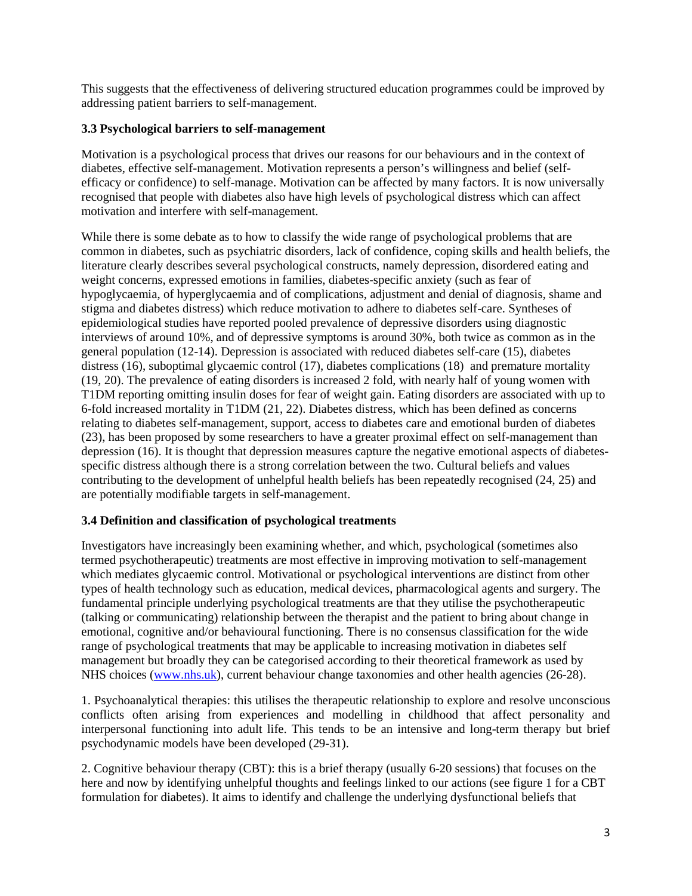This suggests that the effectiveness of delivering structured education programmes could be improved by addressing patient barriers to self-management.

### 3.3 Psychological barriers to self-management

Motivation is a psychological process that drives our reasons for our behaviours and in the context of diabetes, effective self-management. Motivation represents a person's willingness and belief (self-efficacy or confidence) to self-manage. Motivation can be affected by many factors. It is now universally recognised that people with diabetes also have high levels of psychological distress which can affect motivation and interfere with self-management.

While there is some debate as to how to classify the wide range of psychological problems that are common in diabetes, such as psychiatric disorders, lack of confidence, coping skills and health beliefs, the literature clearly describes several psychological constructs, namely depression, disordered eating and weight concerns, expressed emotions in families, diabetes-specific anxiety (such as fear of hypoglycaemia, of hyperglycaemia and of complications, adjustment and denial of diagnosis, shame and stigma and diabetes distress) which reduce motivation to adhere to diabetes self-care. Syntheses of epidemiological studies have reported pooled prevalence of depressive disorders using diagnostic interviews of around 10%, and of depressive symptoms is around 30%, both twice as common as in the general population (12-14). Depression is associated with reduced diabetes self-care (15), diabetes distress (16), suboptimal glycaemic control (17), diabetes complications (18) and premature mortality (19, 20). The prevalence of eating disorders is increased 2 fold, with nearly half of young women with T1DM reporting omitting insulin doses for fear of weight gain. Eating disorders are associated with up to 6-fold increased mortality in T1DM (21, 22). Diabetes distress, which has been defined as concerns relating to diabetes self-management, support, access to diabetes care and emotional burden of diabetes (23), has been proposed by some researchers to have a greater proximal effect on self-management than depression (16). It is thought that depression measures capture the negative emotional aspects of diabetes-specific distress although there is a strong correlation between the two. Cultural beliefs and values contributing to the development of unhelpful health beliefs has been repeatedly recognised (24, 25) and are potentially modifiable targets in self-management.

### 3.4 Definition and classification of psychological treatments

Investigators have increasingly been examining whether, and which, psychological (sometimes also termed psychotherapeutic) treatments are most effective in improving motivation to self-management which mediates glycaemic control. Motivational or psychological interventions are distinct from other types of health technology such as education, medical devices, pharmacological agents and surgery. The fundamental principle underlying psychological treatments are that they utilise the psychotherapeutic (talking or communicating) relationship between the therapist and the patient to bring about change in emotional, cognitive and/or behavioural functioning. There is no consensus classification for the wide range of psychological treatments that may be applicable to increasing motivation in diabetes self management but broadly they can be categorised according to their theoretical framework as used by NHS choices (www.nhs.uk), current behaviour change taxonomies and other health agencies (26-28).

1. Psychoanalytical therapies: this utilises the therapeutic relationship to explore and resolve unconscious conflicts often arising from experiences and modelling in childhood that affect personality and interpersonal functioning into adult life. This tends to be an intensive and long-term therapy but brief psychodynamic models have been developed (29-31).

2. Cognitive behaviour therapy (CBT): this is a brief therapy (usually 6-20 sessions) that focuses on the here and now by identifying unhelpful thoughts and feelings linked to our actions (see figure 1 for a CBT formulation for diabetes). It aims to identify and challenge the underlying dysfunctional beliefs that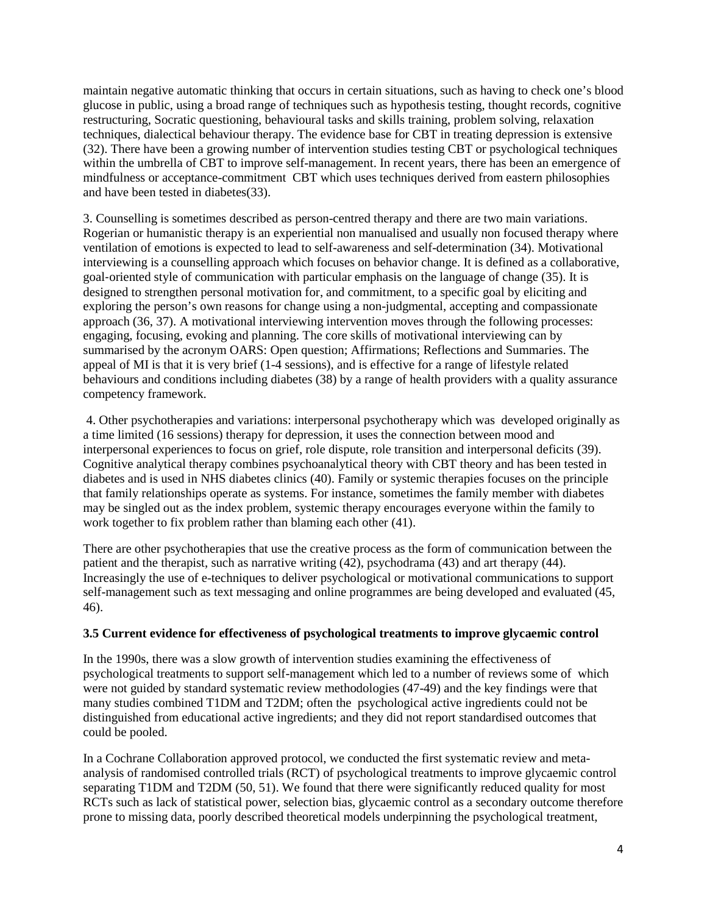maintain negative automatic thinking that occurs in certain situations, such as having to check one's blood glucose in public, using a broad range of techniques such as hypothesis testing, thought records, cognitive restructuring, Socratic questioning, behavioural tasks and skills training, problem solving, relaxation techniques, dialectical behaviour therapy. The evidence base for CBT in treating depression is extensive (32). There have been a growing number of intervention studies testing CBT or psychological techniques within the umbrella of CBT to improve self-management. In recent years, there has been an emergence of mindfulness or acceptance-commitment CBT which uses techniques derived from eastern philosophies and have been tested in diabetes(33).

3. Counselling is sometimes described as person-centred therapy and there are two main variations. Rogerian or humanistic therapy is an experiential non manualised and usually non focused therapy where ventilation of emotions is expected to lead to self-awareness and self-determination (34). Motivational interviewing is a counselling approach which focuses on behavior change. It is defined as a collaborative, goal-oriented style of communication with particular emphasis on the language of change (35). It is designed to strengthen personal motivation for, and commitment, to a specific goal by eliciting and exploring the person's own reasons for change using a non-judgmental, accepting and compassionate approach (36, 37). A motivational interviewing intervention moves through the following processes: engaging, focusing, evoking and planning. The core skills of motivational interviewing can by summarised by the acronym OARS: Open question; Affirmations; Reflections and Summaries. The appeal of MI is that it is very brief (1-4 sessions), and is effective for a range of lifestyle related behaviours and conditions including diabetes (38) by a range of health providers with a quality assurance competency framework.

4. Other psychotherapies and variations: interpersonal psychotherapy which was developed originally as a time limited (16 sessions) therapy for depression, it uses the connection between mood and interpersonal experiences to focus on grief, role dispute, role transition and interpersonal deficits (39). Cognitive analytical therapy combines psychoanalytical theory with CBT theory and has been tested in diabetes and is used in NHS diabetes clinics (40). Family or systemic therapies focuses on the principle that family relationships operate as systems. For instance, sometimes the family member with diabetes may be singled out as the index problem, systemic therapy encourages everyone within the family to work together to fix problem rather than blaming each other (41).

There are other psychotherapies that use the creative process as the form of communication between the patient and the therapist, such as narrative writing (42), psychodrama (43) and art therapy (44). Increasingly the use of e-techniques to deliver psychological or motivational communications to support self-management such as text messaging and online programmes are being developed and evaluated (45, 46).

### 3.5 Current evidence for effectiveness of psychological treatments to improve glycaemic control

In the 1990s, there was a slow growth of intervention studies examining the effectiveness of psychological treatments to support self-management which led to a number of reviews some of which were not guided by standard systematic review methodologies (47-49) and the key findings were that many studies combined T1DM and T2DM; often the psychological active ingredients could not be distinguished from educational active ingredients; and they did not report standardised outcomes that could be pooled.

In a Cochrane Collaboration approved protocol, we conducted the first systematic review and meta-analysis of randomised controlled trials (RCT) of psychological treatments to improve glycaemic control separating T1DM and T2DM (50, 51). We found that there were significantly reduced quality for most RCTs such as lack of statistical power, selection bias, glycaemic control as a secondary outcome therefore prone to missing data, poorly described theoretical models underpinning the psychological treatment,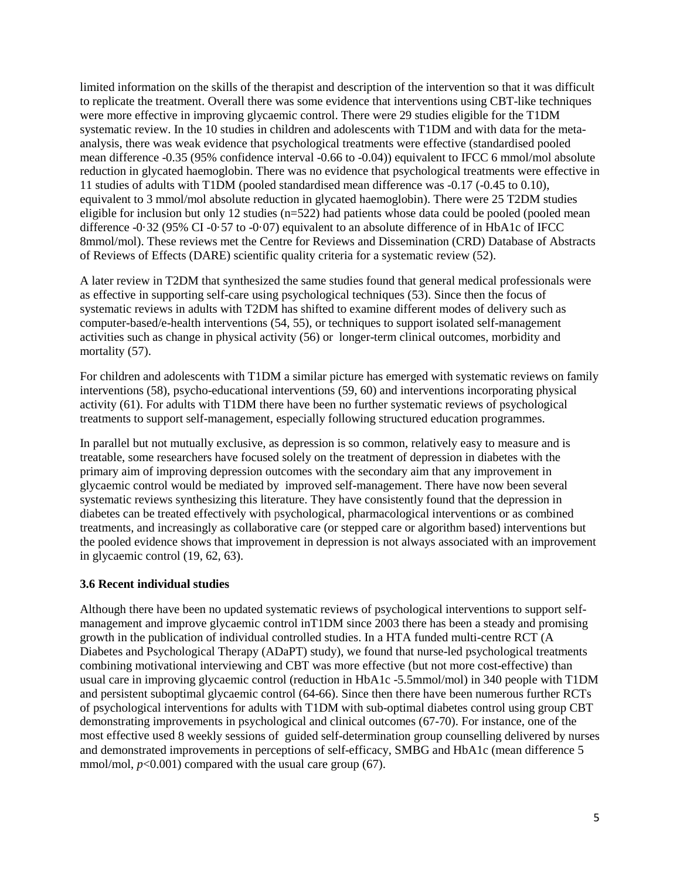limited information on the skills of the therapist and description of the intervention so that it was difficult to replicate the treatment. Overall there was some evidence that interventions using CBT-like techniques were more effective in improving glycaemic control. There were 29 studies eligible for the T1DM systematic review. In the 10 studies in children and adolescents with T1DM and with data for the meta-analysis, there was weak evidence that psychological treatments were effective (standardised pooled mean difference -0.35 (95% confidence interval -0.66 to -0.04)) equivalent to IFCC 6 mmol/mol absolute reduction in glycated haemoglobin. There was no evidence that psychological treatments were effective in 11 studies of adults with T1DM (pooled standardised mean difference was -0.17 (-0.45 to 0.10), equivalent to 3 mmol/mol absolute reduction in glycated haemoglobin). There were 25 T2DM studies eligible for inclusion but only 12 studies (n=522) had patients whose data could be pooled (pooled mean difference -0·32 (95% CI -0·57 to -0·07) equivalent to an absolute difference of in HbA1c of IFCC 8mmol/mol). These reviews met the Centre for Reviews and Dissemination (CRD) Database of Abstracts of Reviews of Effects (DARE) scientific quality criteria for a systematic review (52).

A later review in T2DM that synthesized the same studies found that general medical professionals were as effective in supporting self-care using psychological techniques (53). Since then the focus of systematic reviews in adults with T2DM has shifted to examine different modes of delivery such as computer-based/e-health interventions (54, 55), or techniques to support isolated self-management activities such as change in physical activity (56) or longer-term clinical outcomes, morbidity and mortality (57).

For children and adolescents with T1DM a similar picture has emerged with systematic reviews on family interventions (58), psycho-educational interventions (59, 60) and interventions incorporating physical activity (61). For adults with T1DM there have been no further systematic reviews of psychological treatments to support self-management, especially following structured education programmes.

In parallel but not mutually exclusive, as depression is so common, relatively easy to measure and is treatable, some researchers have focused solely on the treatment of depression in diabetes with the primary aim of improving depression outcomes with the secondary aim that any improvement in glycaemic control would be mediated by improved self-management. There have now been several systematic reviews synthesizing this literature. They have consistently found that the depression in diabetes can be treated effectively with psychological, pharmacological interventions or as combined treatments, and increasingly as collaborative care (or stepped care or algorithm based) interventions but the pooled evidence shows that improvement in depression is not always associated with an improvement in glycaemic control (19, 62, 63).

### 3.6 Recent individual studies

Although there have been no updated systematic reviews of psychological interventions to support self-management and improve glycaemic control inT1DM since 2003 there has been a steady and promising growth in the publication of individual controlled studies. In a HTA funded multi-centre RCT (A Diabetes and Psychological Therapy (ADaPT) study), we found that nurse-led psychological treatments combining motivational interviewing and CBT was more effective (but not more cost-effective) than usual care in improving glycaemic control (reduction in HbA1c -5.5mmol/mol) in 340 people with T1DM and persistent suboptimal glycaemic control (64-66). Since then there have been numerous further RCTs of psychological interventions for adults with T1DM with sub-optimal diabetes control using group CBT demonstrating improvements in psychological and clinical outcomes (67-70). For instance, one of the most effective used 8 weekly sessions of guided self-determination group counselling delivered by nurses and demonstrated improvements in perceptions of self-efficacy, SMBG and HbA1c (mean difference 5 mmol/mol, $p<0.001$) compared with the usual care group (67).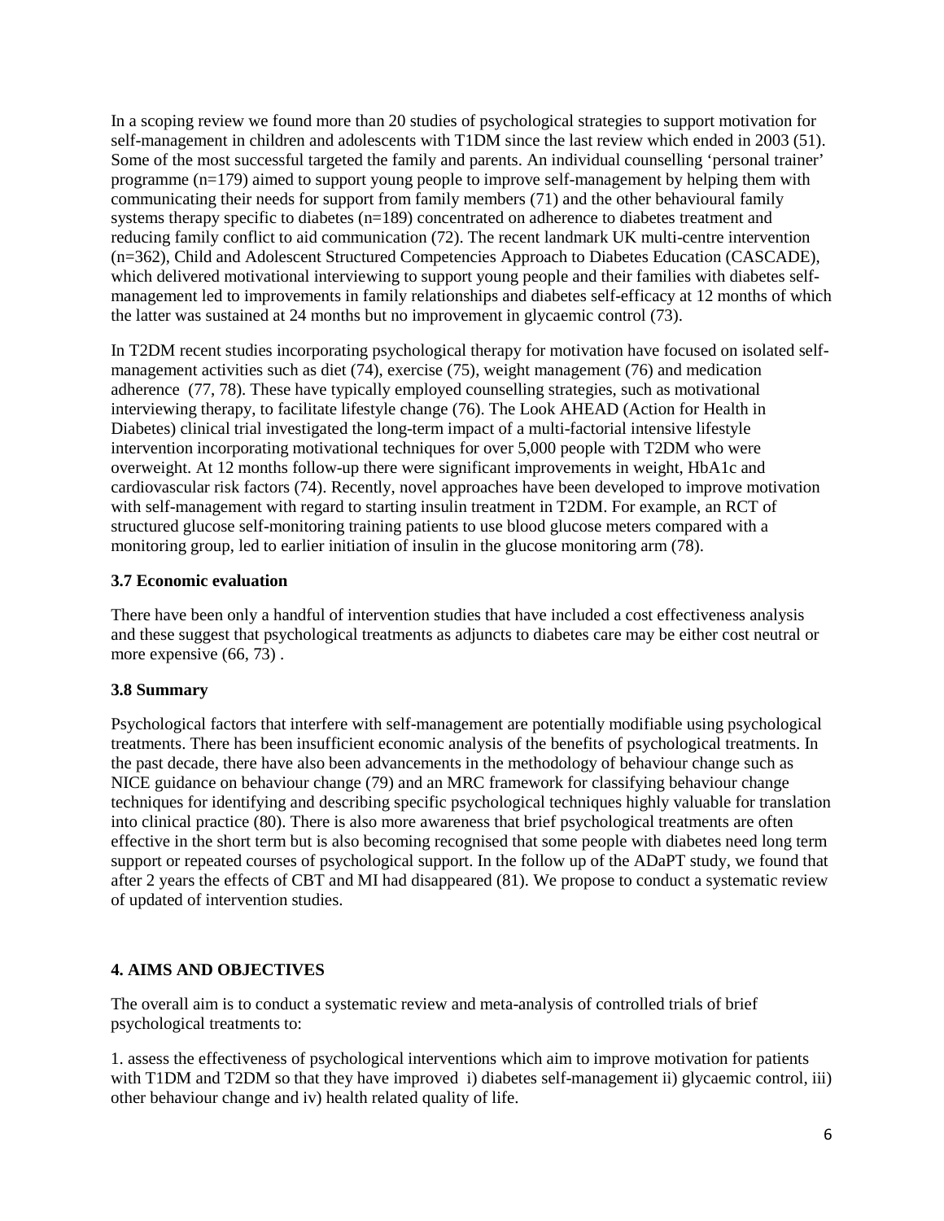In a scoping review we found more than 20 studies of psychological strategies to support motivation for self-management in children and adolescents with T1DM since the last review which ended in 2003 (51). Some of the most successful targeted the family and parents. An individual counselling 'personal trainer' programme (n=179) aimed to support young people to improve self-management by helping them with communicating their needs for support from family members (71) and the other behavioural family systems therapy specific to diabetes (n=189) concentrated on adherence to diabetes treatment and reducing family conflict to aid communication (72). The recent landmark UK multi-centre intervention (n=362), Child and Adolescent Structured Competencies Approach to Diabetes Education (CASCADE), which delivered motivational interviewing to support young people and their families with diabetes self-management led to improvements in family relationships and diabetes self-efficacy at 12 months of which the latter was sustained at 24 months but no improvement in glycaemic control (73).

In T2DM recent studies incorporating psychological therapy for motivation have focused on isolated self-management activities such as diet (74), exercise (75), weight management (76) and medication adherence (77, 78). These have typically employed counselling strategies, such as motivational interviewing therapy, to facilitate lifestyle change (76). The Look AHEAD (Action for Health in Diabetes) clinical trial investigated the long-term impact of a multi-factorial intensive lifestyle intervention incorporating motivational techniques for over 5,000 people with T2DM who were overweight. At 12 months follow-up there were significant improvements in weight, HbA1c and cardiovascular risk factors (74). Recently, novel approaches have been developed to improve motivation with self-management with regard to starting insulin treatment in T2DM. For example, an RCT of structured glucose self-monitoring training patients to use blood glucose meters compared with a monitoring group, led to earlier initiation of insulin in the glucose monitoring arm (78).

### 3.7 Economic evaluation

There have been only a handful of intervention studies that have included a cost effectiveness analysis and these suggest that psychological treatments as adjuncts to diabetes care may be either cost neutral or more expensive (66, 73) .

### 3.8 Summary

Psychological factors that interfere with self-management are potentially modifiable using psychological treatments. There has been insufficient economic analysis of the benefits of psychological treatments. In the past decade, there have also been advancements in the methodology of behaviour change such as NICE guidance on behaviour change (79) and an MRC framework for classifying behaviour change techniques for identifying and describing specific psychological techniques highly valuable for translation into clinical practice (80). There is also more awareness that brief psychological treatments are often effective in the short term but is also becoming recognised that some people with diabetes need long term support or repeated courses of psychological support. In the follow up of the ADaPT study, we found that after 2 years the effects of CBT and MI had disappeared (81). We propose to conduct a systematic review of updated of intervention studies.

## 4. AIMS AND OBJECTIVES

The overall aim is to conduct a systematic review and meta-analysis of controlled trials of brief psychological treatments to:

1. assess the effectiveness of psychological interventions which aim to improve motivation for patients with T1DM and T2DM so that they have improved i) diabetes self-management ii) glycaemic control, iii) other behaviour change and iv) health related quality of life.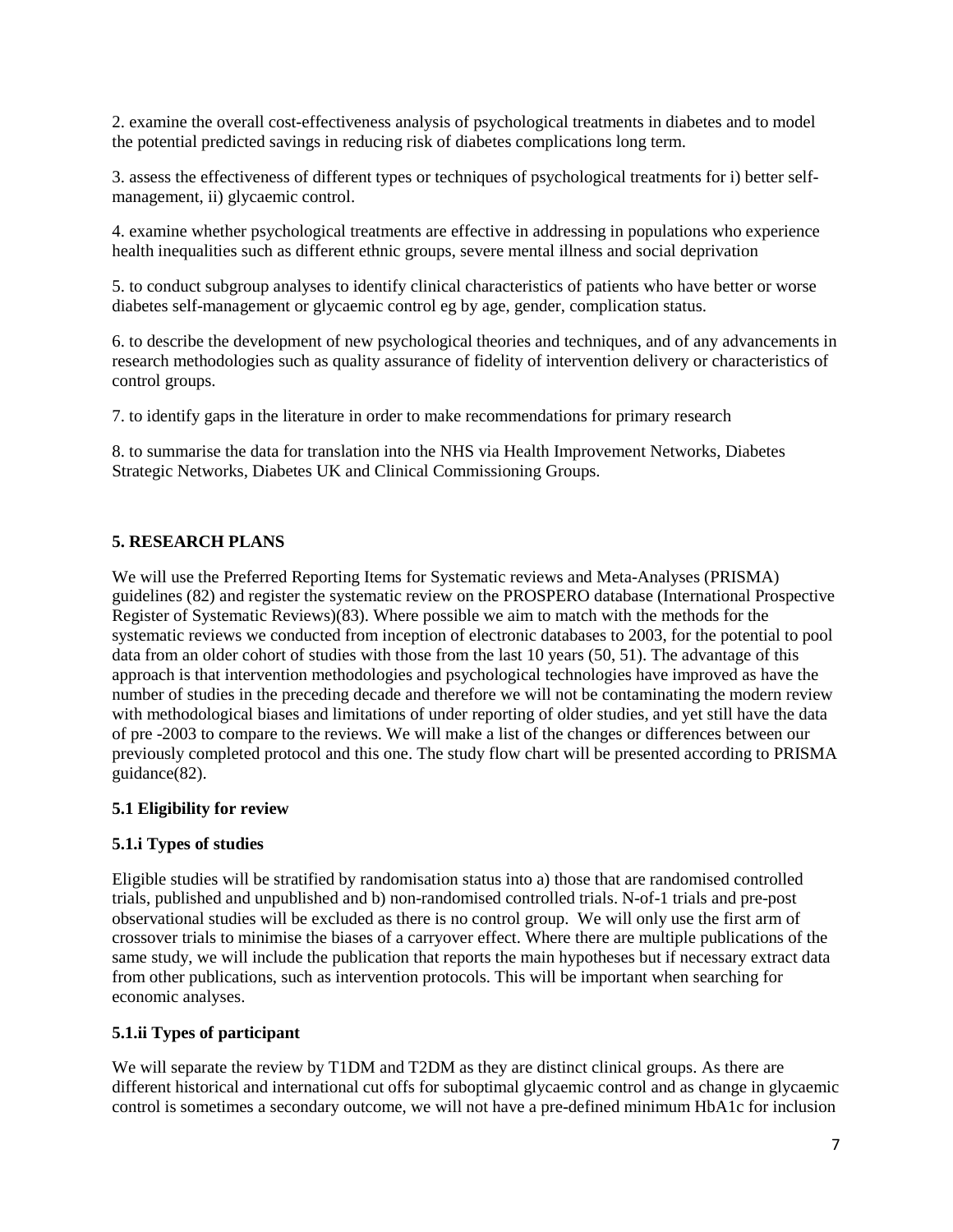2. examine the overall cost-effectiveness analysis of psychological treatments in diabetes and to model the potential predicted savings in reducing risk of diabetes complications long term.

3. assess the effectiveness of different types or techniques of psychological treatments for i) better self-management, ii) glycaemic control.

4. examine whether psychological treatments are effective in addressing in populations who experience health inequalities such as different ethnic groups, severe mental illness and social deprivation

5. to conduct subgroup analyses to identify clinical characteristics of patients who have better or worse diabetes self-management or glycaemic control eg by age, gender, complication status.

6. to describe the development of new psychological theories and techniques, and of any advancements in research methodologies such as quality assurance of fidelity of intervention delivery or characteristics of control groups.

7. to identify gaps in the literature in order to make recommendations for primary research

8. to summarise the data for translation into the NHS via Health Improvement Networks, Diabetes Strategic Networks, Diabetes UK and Clinical Commissioning Groups.

## 5. RESEARCH PLANS

We will use the Preferred Reporting Items for Systematic reviews and Meta-Analyses (PRISMA) guidelines (82) and register the systematic review on the PROSPERO database (International Prospective Register of Systematic Reviews)(83). Where possible we aim to match with the methods for the systematic reviews we conducted from inception of electronic databases to 2003, for the potential to pool data from an older cohort of studies with those from the last 10 years (50, 51). The advantage of this approach is that intervention methodologies and psychological technologies have improved as have the number of studies in the preceding decade and therefore we will not be contaminating the modern review with methodological biases and limitations of under reporting of older studies, and yet still have the data of pre -2003 to compare to the reviews. We will make a list of the changes or differences between our previously completed protocol and this one. The study flow chart will be presented according to PRISMA guidance(82).

### 5.1 Eligibility for review

#### 5.1.i Types of studies

Eligible studies will be stratified by randomisation status into a) those that are randomised controlled trials, published and unpublished and b) non-randomised controlled trials. N-of-1 trials and pre-post observational studies will be excluded as there is no control group. We will only use the first arm of crossover trials to minimise the biases of a carryover effect. Where there are multiple publications of the same study, we will include the publication that reports the main hypotheses but if necessary extract data from other publications, such as intervention protocols. This will be important when searching for economic analyses.

#### 5.1.ii Types of participant

We will separate the review by T1DM and T2DM as they are distinct clinical groups. As there are different historical and international cut offs for suboptimal glycaemic control and as change in glycaemic control is sometimes a secondary outcome, we will not have a pre-defined minimum HbA1c for inclusion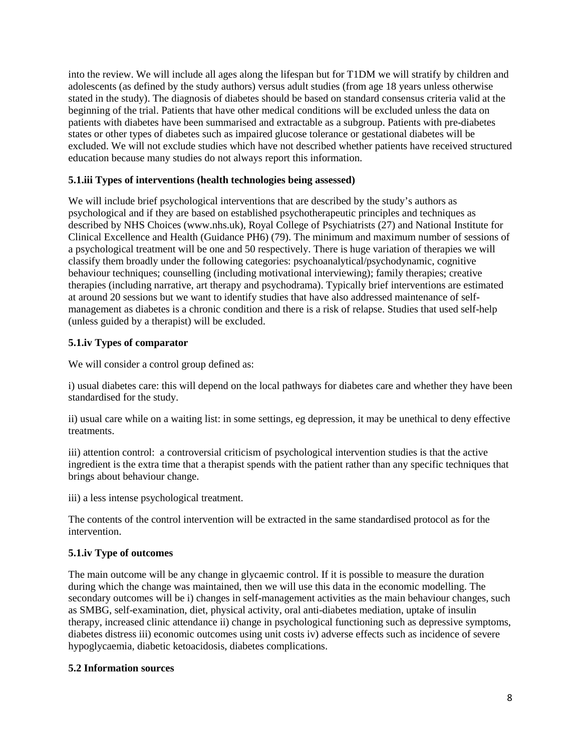into the review. We will include all ages along the lifespan but for T1DM we will stratify by children and adolescents (as defined by the study authors) versus adult studies (from age 18 years unless otherwise stated in the study). The diagnosis of diabetes should be based on standard consensus criteria valid at the beginning of the trial. Patients that have other medical conditions will be excluded unless the data on patients with diabetes have been summarised and extractable as a subgroup. Patients with pre-diabetes states or other types of diabetes such as impaired glucose tolerance or gestational diabetes will be excluded. We will not exclude studies which have not described whether patients have received structured education because many studies do not always report this information.

### 5.1.iii Types of interventions (health technologies being assessed)

We will include brief psychological interventions that are described by the study's authors as psychological and if they are based on established psychotherapeutic principles and techniques as described by NHS Choices (www.nhs.uk), Royal College of Psychiatrists (27) and National Institute for Clinical Excellence and Health (Guidance PH6) (79). The minimum and maximum number of sessions of a psychological treatment will be one and 50 respectively. There is huge variation of therapies we will classify them broadly under the following categories: psychoanalytical/psychodynamic, cognitive behaviour techniques; counselling (including motivational interviewing); family therapies; creative therapies (including narrative, art therapy and psychodrama). Typically brief interventions are estimated at around 20 sessions but we want to identify studies that have also addressed maintenance of self-management as diabetes is a chronic condition and there is a risk of relapse. Studies that used self-help (unless guided by a therapist) will be excluded.

### 5.1.iv Types of comparator

We will consider a control group defined as:

i) usual diabetes care: this will depend on the local pathways for diabetes care and whether they have been standardised for the study.

ii) usual care while on a waiting list: in some settings, eg depression, it may be unethical to deny effective treatments.

iii) attention control: a controversial criticism of psychological intervention studies is that the active ingredient is the extra time that a therapist spends with the patient rather than any specific techniques that brings about behaviour change.

iii) a less intense psychological treatment.

The contents of the control intervention will be extracted in the same standardised protocol as for the intervention.

### 5.1.iv Type of outcomes

The main outcome will be any change in glycaemic control. If it is possible to measure the duration during which the change was maintained, then we will use this data in the economic modelling. The secondary outcomes will be i) changes in self-management activities as the main behaviour changes, such as SMBG, self-examination, diet, physical activity, oral anti-diabetes mediation, uptake of insulin therapy, increased clinic attendance ii) change in psychological functioning such as depressive symptoms, diabetes distress iii) economic outcomes using unit costs iv) adverse effects such as incidence of severe hypoglycaemia, diabetic ketoacidosis, diabetes complications.

## 5.2 Information sources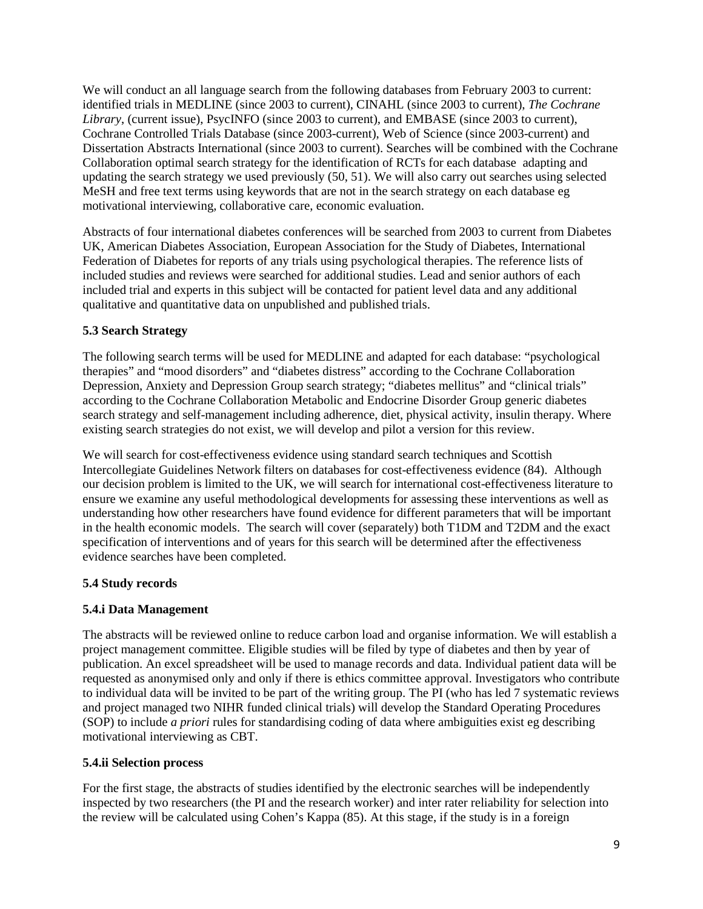We will conduct an all language search from the following databases from February 2003 to current: identified trials in MEDLINE (since 2003 to current), CINAHL (since 2003 to current), *The Cochrane Library*, (current issue), PsycINFO (since 2003 to current), and EMBASE (since 2003 to current), Cochrane Controlled Trials Database (since 2003-current), Web of Science (since 2003-current) and Dissertation Abstracts International (since 2003 to current). Searches will be combined with the Cochrane Collaboration optimal search strategy for the identification of RCTs for each database adapting and updating the search strategy we used previously (50, 51). We will also carry out searches using selected MeSH and free text terms using keywords that are not in the search strategy on each database eg motivational interviewing, collaborative care, economic evaluation.

Abstracts of four international diabetes conferences will be searched from 2003 to current from Diabetes UK, American Diabetes Association, European Association for the Study of Diabetes, International Federation of Diabetes for reports of any trials using psychological therapies. The reference lists of included studies and reviews were searched for additional studies. Lead and senior authors of each included trial and experts in this subject will be contacted for patient level data and any additional qualitative and quantitative data on unpublished and published trials.

### 5.3 Search Strategy

The following search terms will be used for MEDLINE and adapted for each database: "psychological therapies" and "mood disorders" and "diabetes distress" according to the Cochrane Collaboration Depression, Anxiety and Depression Group search strategy; "diabetes mellitus" and "clinical trials" according to the Cochrane Collaboration Metabolic and Endocrine Disorder Group generic diabetes search strategy and self-management including adherence, diet, physical activity, insulin therapy. Where existing search strategies do not exist, we will develop and pilot a version for this review.

We will search for cost-effectiveness evidence using standard search techniques and Scottish Intercollegiate Guidelines Network filters on databases for cost-effectiveness evidence (84). Although our decision problem is limited to the UK, we will search for international cost-effectiveness literature to ensure we examine any useful methodological developments for assessing these interventions as well as understanding how other researchers have found evidence for different parameters that will be important in the health economic models. The search will cover (separately) both T1DM and T2DM and the exact specification of interventions and of years for this search will be determined after the effectiveness evidence searches have been completed.

### 5.4 Study records

#### 5.4.i Data Management

The abstracts will be reviewed online to reduce carbon load and organise information. We will establish a project management committee. Eligible studies will be filed by type of diabetes and then by year of publication. An excel spreadsheet will be used to manage records and data. Individual patient data will be requested as anonymised only and only if there is ethics committee approval. Investigators who contribute to individual data will be invited to be part of the writing group. The PI (who has led 7 systematic reviews and project managed two NIHR funded clinical trials) will develop the Standard Operating Procedures (SOP) to include *a priori* rules for standardising coding of data where ambiguities exist eg describing motivational interviewing as CBT.

#### 5.4.ii Selection process

For the first stage, the abstracts of studies identified by the electronic searches will be independently inspected by two researchers (the PI and the research worker) and inter rater reliability for selection into the review will be calculated using Cohen's Kappa (85). At this stage, if the study is in a foreign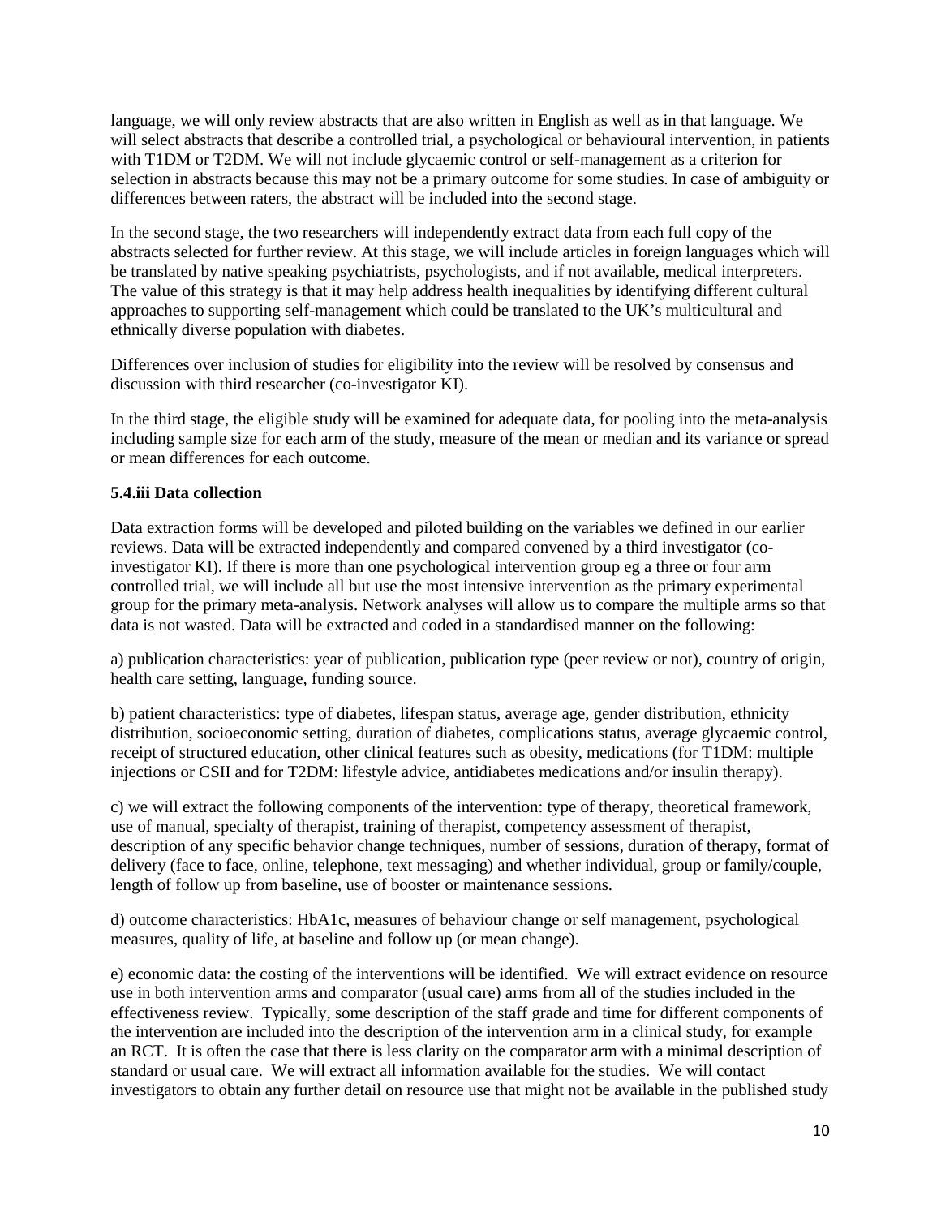language, we will only review abstracts that are also written in English as well as in that language. We will select abstracts that describe a controlled trial, a psychological or behavioural intervention, in patients with T1DM or T2DM. We will not include glycaemic control or self-management as a criterion for selection in abstracts because this may not be a primary outcome for some studies. In case of ambiguity or differences between raters, the abstract will be included into the second stage.

In the second stage, the two researchers will independently extract data from each full copy of the abstracts selected for further review. At this stage, we will include articles in foreign languages which will be translated by native speaking psychiatrists, psychologists, and if not available, medical interpreters. The value of this strategy is that it may help address health inequalities by identifying different cultural approaches to supporting self-management which could be translated to the UK's multicultural and ethnically diverse population with diabetes.

Differences over inclusion of studies for eligibility into the review will be resolved by consensus and discussion with third researcher (co-investigator KI).

In the third stage, the eligible study will be examined for adequate data, for pooling into the meta-analysis including sample size for each arm of the study, measure of the mean or median and its variance or spread or mean differences for each outcome.

### 5.4.iii Data collection

Data extraction forms will be developed and piloted building on the variables we defined in our earlier reviews. Data will be extracted independently and compared convened by a third investigator (co-investigator KI). If there is more than one psychological intervention group eg a three or four arm controlled trial, we will include all but use the most intensive intervention as the primary experimental group for the primary meta-analysis. Network analyses will allow us to compare the multiple arms so that data is not wasted. Data will be extracted and coded in a standardised manner on the following:

a) publication characteristics: year of publication, publication type (peer review or not), country of origin, health care setting, language, funding source.

b) patient characteristics: type of diabetes, lifespan status, average age, gender distribution, ethnicity distribution, socioeconomic setting, duration of diabetes, complications status, average glycaemic control, receipt of structured education, other clinical features such as obesity, medications (for T1DM: multiple injections or CSII and for T2DM: lifestyle advice, antidiabetes medications and/or insulin therapy).

c) we will extract the following components of the intervention: type of therapy, theoretical framework, use of manual, specialty of therapist, training of therapist, competency assessment of therapist, description of any specific behavior change techniques, number of sessions, duration of therapy, format of delivery (face to face, online, telephone, text messaging) and whether individual, group or family/couple, length of follow up from baseline, use of booster or maintenance sessions.

d) outcome characteristics: HbA1c, measures of behaviour change or self management, psychological measures, quality of life, at baseline and follow up (or mean change).

e) economic data: the costing of the interventions will be identified. We will extract evidence on resource use in both intervention arms and comparator (usual care) arms from all of the studies included in the effectiveness review. Typically, some description of the staff grade and time for different components of the intervention are included into the description of the intervention arm in a clinical study, for example an RCT. It is often the case that there is less clarity on the comparator arm with a minimal description of standard or usual care. We will extract all information available for the studies. We will contact investigators to obtain any further detail on resource use that might not be available in the published study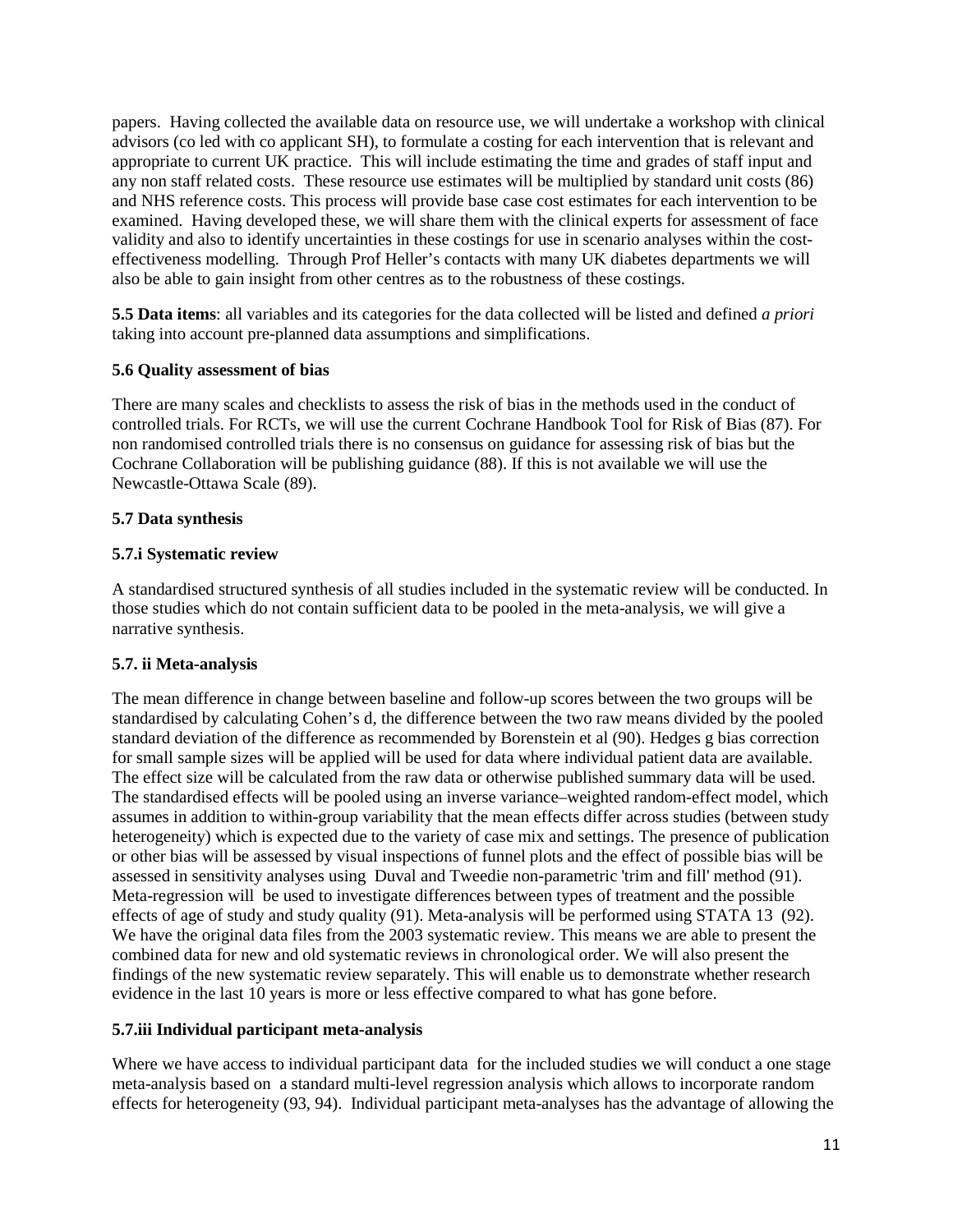papers. Having collected the available data on resource use, we will undertake a workshop with clinical advisors (co led with co applicant SH), to formulate a costing for each intervention that is relevant and appropriate to current UK practice. This will include estimating the time and grades of staff input and any non staff related costs. These resource use estimates will be multiplied by standard unit costs (86) and NHS reference costs. This process will provide base case cost estimates for each intervention to be examined. Having developed these, we will share them with the clinical experts for assessment of face validity and also to identify uncertainties in these costings for use in scenario analyses within the cost-effectiveness modelling. Through Prof Heller's contacts with many UK diabetes departments we will also be able to gain insight from other centres as to the robustness of these costings.

**5.5 Data items**: all variables and its categories for the data collected will be listed and defined *a priori* taking into account pre-planned data assumptions and simplifications.

**5.6 Quality assessment of bias**

There are many scales and checklists to assess the risk of bias in the methods used in the conduct of controlled trials. For RCTs, we will use the current Cochrane Handbook Tool for Risk of Bias (87). For non randomised controlled trials there is no consensus on guidance for assessing risk of bias but the Cochrane Collaboration will be publishing guidance (88). If this is not available we will use the Newcastle-Ottawa Scale (89).

**5.7 Data synthesis**

**5.7.i Systematic review**

A standardised structured synthesis of all studies included in the systematic review will be conducted. In those studies which do not contain sufficient data to be pooled in the meta-analysis, we will give a narrative synthesis.

**5.7. ii Meta-analysis**

The mean difference in change between baseline and follow-up scores between the two groups will be standardised by calculating Cohen's d, the difference between the two raw means divided by the pooled standard deviation of the difference as recommended by Borenstein et al (90). Hedges g bias correction for small sample sizes will be applied will be used for data where individual patient data are available. The effect size will be calculated from the raw data or otherwise published summary data will be used. The standardised effects will be pooled using an inverse variance–weighted random-effect model, which assumes in addition to within-group variability that the mean effects differ across studies (between study heterogeneity) which is expected due to the variety of case mix and settings. The presence of publication or other bias will be assessed by visual inspections of funnel plots and the effect of possible bias will be assessed in sensitivity analyses using Duval and Tweedie non-parametric 'trim and fill' method (91). Meta-regression will be used to investigate differences between types of treatment and the possible effects of age of study and study quality (91). Meta-analysis will be performed using STATA 13 (92). We have the original data files from the 2003 systematic review. This means we are able to present the combined data for new and old systematic reviews in chronological order. We will also present the findings of the new systematic review separately. This will enable us to demonstrate whether research evidence in the last 10 years is more or less effective compared to what has gone before.

**5.7.iii Individual participant meta-analysis**

Where we have access to individual participant data for the included studies we will conduct a one stage meta-analysis based on a standard multi-level regression analysis which allows to incorporate random effects for heterogeneity (93, 94). Individual participant meta-analyses has the advantage of allowing the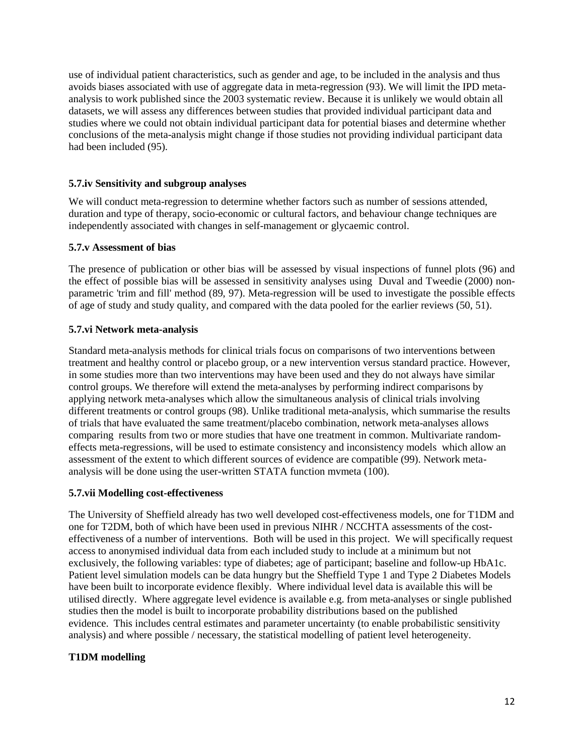use of individual patient characteristics, such as gender and age, to be included in the analysis and thus avoids biases associated with use of aggregate data in meta-regression (93). We will limit the IPD meta-analysis to work published since the 2003 systematic review. Because it is unlikely we would obtain all datasets, we will assess any differences between studies that provided individual participant data and studies where we could not obtain individual participant data for potential biases and determine whether conclusions of the meta-analysis might change if those studies not providing individual participant data had been included (95).

### 5.7.iv Sensitivity and subgroup analyses

We will conduct meta-regression to determine whether factors such as number of sessions attended, duration and type of therapy, socio-economic or cultural factors, and behaviour change techniques are independently associated with changes in self-management or glycaemic control.

### 5.7.v Assessment of bias

The presence of publication or other bias will be assessed by visual inspections of funnel plots (96) and the effect of possible bias will be assessed in sensitivity analyses using Duval and Tweedie (2000) non-parametric 'trim and fill' method (89, 97). Meta-regression will be used to investigate the possible effects of age of study and study quality, and compared with the data pooled for the earlier reviews (50, 51).

### 5.7.vi Network meta-analysis

Standard meta-analysis methods for clinical trials focus on comparisons of two interventions between treatment and healthy control or placebo group, or a new intervention versus standard practice. However, in some studies more than two interventions may have been used and they do not always have similar control groups. We therefore will extend the meta-analyses by performing indirect comparisons by applying network meta-analyses which allow the simultaneous analysis of clinical trials involving different treatments or control groups (98). Unlike traditional meta-analysis, which summarise the results of trials that have evaluated the same treatment/placebo combination, network meta-analyses allows comparing results from two or more studies that have one treatment in common. Multivariate random-effects meta-regressions, will be used to estimate consistency and inconsistency models which allow an assessment of the extent to which different sources of evidence are compatible (99). Network meta-analysis will be done using the user-written STATA function mvmeta (100).

### 5.7.vii Modelling cost-effectiveness

The University of Sheffield already has two well developed cost-effectiveness models, one for T1DM and one for T2DM, both of which have been used in previous NIHR / NCCHTA assessments of the cost-effectiveness of a number of interventions. Both will be used in this project. We will specifically request access to anonymised individual data from each included study to include at a minimum but not exclusively, the following variables: type of diabetes; age of participant; baseline and follow-up HbA1c. Patient level simulation models can be data hungry but the Sheffield Type 1 and Type 2 Diabetes Models have been built to incorporate evidence flexibly. Where individual level data is available this will be utilised directly. Where aggregate level evidence is available e.g. from meta-analyses or single published studies then the model is built to incorporate probability distributions based on the published evidence. This includes central estimates and parameter uncertainty (to enable probabilistic sensitivity analysis) and where possible / necessary, the statistical modelling of patient level heterogeneity.

**T1DM modelling**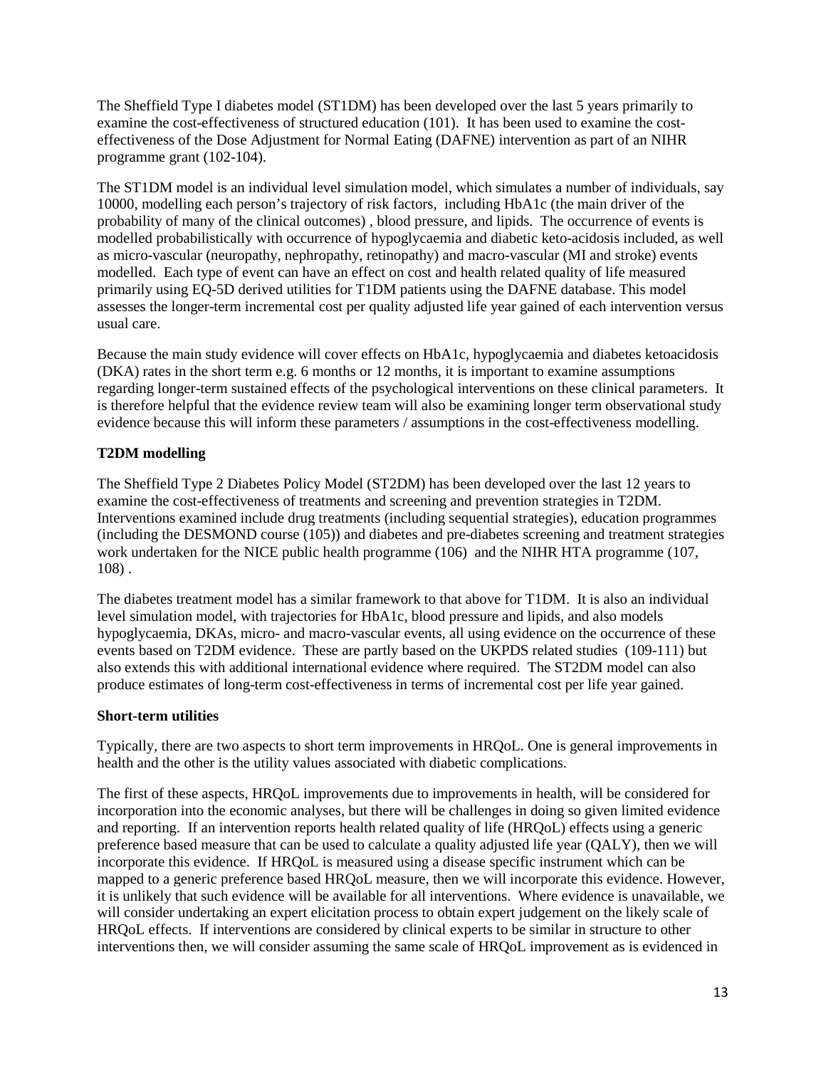The Sheffield Type I diabetes model (ST1DM) has been developed over the last 5 years primarily to examine the cost-effectiveness of structured education (101). It has been used to examine the cost-effectiveness of the Dose Adjustment for Normal Eating (DAFNE) intervention as part of an NIHR programme grant (102-104).

The ST1DM model is an individual level simulation model, which simulates a number of individuals, say 10000, modelling each person's trajectory of risk factors, including HbA1c (the main driver of the probability of many of the clinical outcomes) , blood pressure, and lipids. The occurrence of events is modelled probabilistically with occurrence of hypoglycaemia and diabetic keto-acidosis included, as well as micro-vascular (neuropathy, nephropathy, retinopathy) and macro-vascular (MI and stroke) events modelled. Each type of event can have an effect on cost and health related quality of life measured primarily using EQ-5D derived utilities for T1DM patients using the DAFNE database. This model assesses the longer-term incremental cost per quality adjusted life year gained of each intervention versus usual care.

Because the main study evidence will cover effects on HbA1c, hypoglycaemia and diabetes ketoacidosis (DKA) rates in the short term e.g. 6 months or 12 months, it is important to examine assumptions regarding longer-term sustained effects of the psychological interventions on these clinical parameters. It is therefore helpful that the evidence review team will also be examining longer term observational study evidence because this will inform these parameters / assumptions in the cost-effectiveness modelling.

**T2DM modelling**

The Sheffield Type 2 Diabetes Policy Model (ST2DM) has been developed over the last 12 years to examine the cost-effectiveness of treatments and screening and prevention strategies in T2DM. Interventions examined include drug treatments (including sequential strategies), education programmes (including the DESMOND course (105)) and diabetes and pre-diabetes screening and treatment strategies work undertaken for the NICE public health programme (106) and the NIHR HTA programme (107, 108) .

The diabetes treatment model has a similar framework to that above for T1DM. It is also an individual level simulation model, with trajectories for HbA1c, blood pressure and lipids, and also models hypoglycaemia, DKAs, micro- and macro-vascular events, all using evidence on the occurrence of these events based on T2DM evidence. These are partly based on the UKPDS related studies (109-111) but also extends this with additional international evidence where required. The ST2DM model can also produce estimates of long-term cost-effectiveness in terms of incremental cost per life year gained.

**Short-term utilities**

Typically, there are two aspects to short term improvements in HRQoL. One is general improvements in health and the other is the utility values associated with diabetic complications.

The first of these aspects, HRQoL improvements due to improvements in health, will be considered for incorporation into the economic analyses, but there will be challenges in doing so given limited evidence and reporting. If an intervention reports health related quality of life (HRQoL) effects using a generic preference based measure that can be used to calculate a quality adjusted life year (QALY), then we will incorporate this evidence. If HRQoL is measured using a disease specific instrument which can be mapped to a generic preference based HRQoL measure, then we will incorporate this evidence. However, it is unlikely that such evidence will be available for all interventions. Where evidence is unavailable, we will consider undertaking an expert elicitation process to obtain expert judgement on the likely scale of HRQoL effects. If interventions are considered by clinical experts to be similar in structure to other interventions then, we will consider assuming the same scale of HRQoL improvement as is evidenced in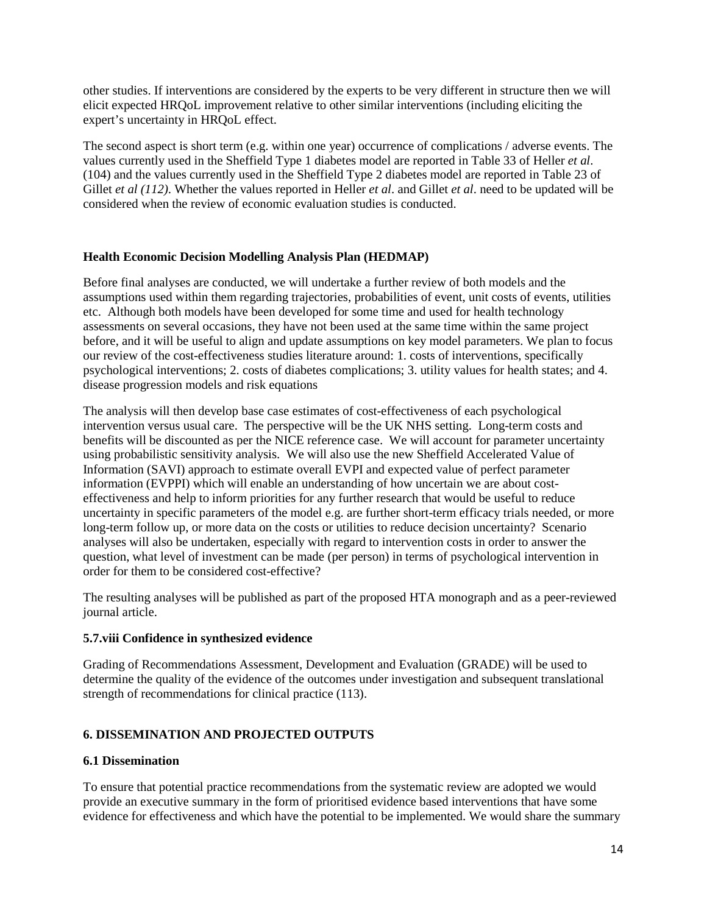other studies. If interventions are considered by the experts to be very different in structure then we will elicit expected HRQoL improvement relative to other similar interventions (including eliciting the expert's uncertainty in HRQoL effect.

The second aspect is short term (e.g. within one year) occurrence of complications / adverse events. The values currently used in the Sheffield Type 1 diabetes model are reported in Table 33 of Heller *et al*. (104) and the values currently used in the Sheffield Type 2 diabetes model are reported in Table 23 of Gillet *et al (112)*. Whether the values reported in Heller *et al*. and Gillet *et al*. need to be updated will be considered when the review of economic evaluation studies is conducted.

**Health Economic Decision Modelling Analysis Plan (HEDMAP)**

Before final analyses are conducted, we will undertake a further review of both models and the assumptions used within them regarding trajectories, probabilities of event, unit costs of events, utilities etc. Although both models have been developed for some time and used for health technology assessments on several occasions, they have not been used at the same time within the same project before, and it will be useful to align and update assumptions on key model parameters. We plan to focus our review of the cost-effectiveness studies literature around: 1. costs of interventions, specifically psychological interventions; 2. costs of diabetes complications; 3. utility values for health states; and 4. disease progression models and risk equations

The analysis will then develop base case estimates of cost-effectiveness of each psychological intervention versus usual care. The perspective will be the UK NHS setting. Long-term costs and benefits will be discounted as per the NICE reference case. We will account for parameter uncertainty using probabilistic sensitivity analysis. We will also use the new Sheffield Accelerated Value of Information (SAVI) approach to estimate overall EVPI and expected value of perfect parameter information (EVPPI) which will enable an understanding of how uncertain we are about cost-effectiveness and help to inform priorities for any further research that would be useful to reduce uncertainty in specific parameters of the model e.g. are further short-term efficacy trials needed, or more long-term follow up, or more data on the costs or utilities to reduce decision uncertainty? Scenario analyses will also be undertaken, especially with regard to intervention costs in order to answer the question, what level of investment can be made (per person) in terms of psychological intervention in order for them to be considered cost-effective?

The resulting analyses will be published as part of the proposed HTA monograph and as a peer-reviewed journal article.

### 5.7.viii Confidence in synthesized evidence

Grading of Recommendations Assessment, Development and Evaluation (GRADE) will be used to determine the quality of the evidence of the outcomes under investigation and subsequent translational strength of recommendations for clinical practice (113).

## 6. DISSEMINATION AND PROJECTED OUTPUTS

### 6.1 Dissemination

To ensure that potential practice recommendations from the systematic review are adopted we would provide an executive summary in the form of prioritised evidence based interventions that have some evidence for effectiveness and which have the potential to be implemented. We would share the summary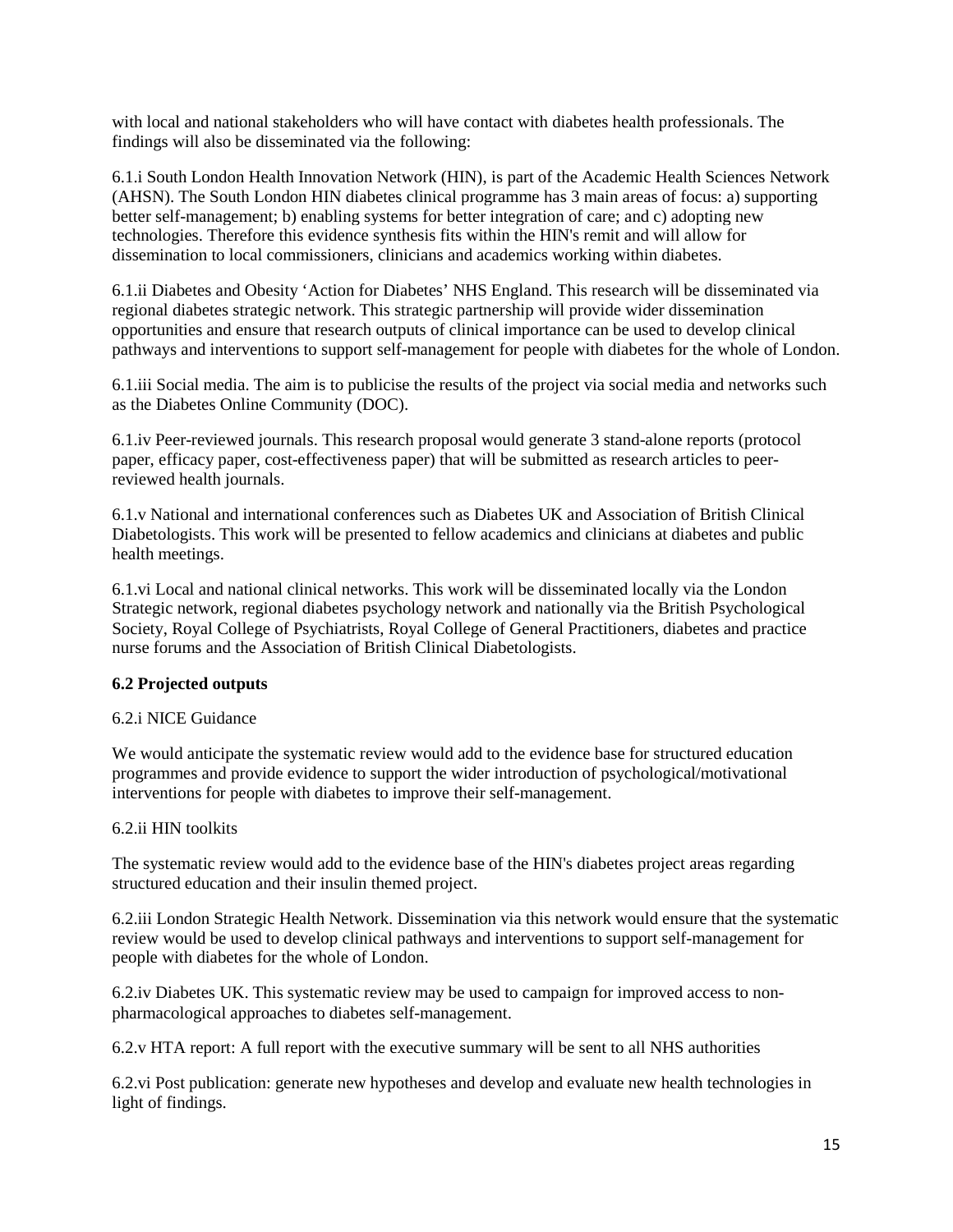with local and national stakeholders who will have contact with diabetes health professionals. The findings will also be disseminated via the following:

6.1.i South London Health Innovation Network (HIN), is part of the Academic Health Sciences Network (AHSN). The South London HIN diabetes clinical programme has 3 main areas of focus: a) supporting better self-management; b) enabling systems for better integration of care; and c) adopting new technologies. Therefore this evidence synthesis fits within the HIN's remit and will allow for dissemination to local commissioners, clinicians and academics working within diabetes.

6.1.ii Diabetes and Obesity 'Action for Diabetes' NHS England. This research will be disseminated via regional diabetes strategic network. This strategic partnership will provide wider dissemination opportunities and ensure that research outputs of clinical importance can be used to develop clinical pathways and interventions to support self-management for people with diabetes for the whole of London.

6.1.iii Social media. The aim is to publicise the results of the project via social media and networks such as the Diabetes Online Community (DOC).

6.1.iv Peer-reviewed journals. This research proposal would generate 3 stand-alone reports (protocol paper, efficacy paper, cost-effectiveness paper) that will be submitted as research articles to peer-reviewed health journals.

6.1.v National and international conferences such as Diabetes UK and Association of British Clinical Diabetologists. This work will be presented to fellow academics and clinicians at diabetes and public health meetings.

6.1.vi Local and national clinical networks. This work will be disseminated locally via the London Strategic network, regional diabetes psychology network and nationally via the British Psychological Society, Royal College of Psychiatrists, Royal College of General Practitioners, diabetes and practice nurse forums and the Association of British Clinical Diabetologists.

**6.2 Projected outputs**

6.2.i NICE Guidance

We would anticipate the systematic review would add to the evidence base for structured education programmes and provide evidence to support the wider introduction of psychological/motivational interventions for people with diabetes to improve their self-management.

6.2.ii HIN toolkits

The systematic review would add to the evidence base of the HIN's diabetes project areas regarding structured education and their insulin themed project.

6.2.iii London Strategic Health Network. Dissemination via this network would ensure that the systematic review would be used to develop clinical pathways and interventions to support self-management for people with diabetes for the whole of London.

6.2.iv Diabetes UK. This systematic review may be used to campaign for improved access to non-pharmacological approaches to diabetes self-management.

6.2.v HTA report: A full report with the executive summary will be sent to all NHS authorities

6.2.vi Post publication: generate new hypotheses and develop and evaluate new health technologies in light of findings.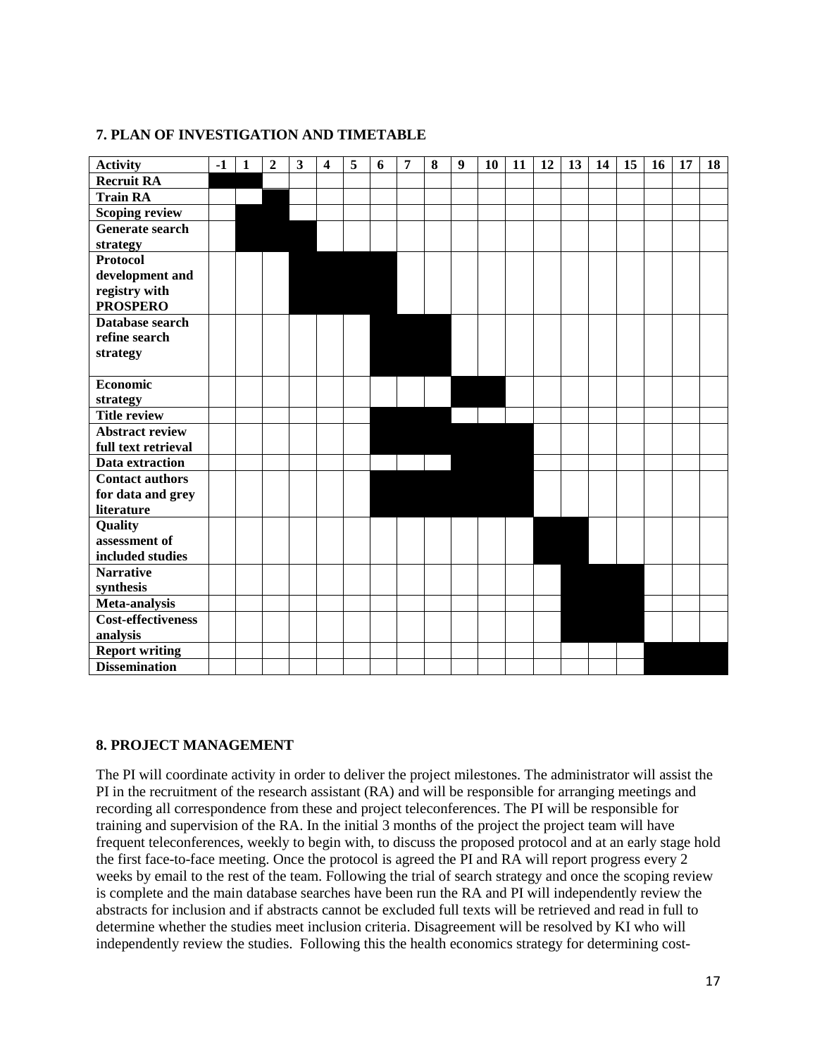**7. PLAN OF INVESTIGATION AND TIMETABLE**

| Activity | -1 | 1 | 2 | 3 | 4 | 5 | 6 | 7 | 8 | 9 | 10 | 11 | 12 | 13 | 14 | 15 | 16 | 17 | 18 |
|---|---|---|---|---|---|---|---|---|---|---|---|---|---|---|---|---|---|---|---|
| Recruit RA | ■ | ■ | | | | | | | | | | | | | | | | | |
| Train RA | | | ■ | | | | | | | | | | | | | | | | |
| Scoping review | | ■ | ■ | | | | | | | | | | | | | | | | |
| Generate search strategy | | ■ | ■ | ■ | | | | | | | | | | | | | | | |
| Protocol development and registry with PROSPERO | | | | ■ | ■ | ■ | ■ | | | | | | | | | | | | |
| Database search refine search strategy | | | | | | | ■ | ■ | ■ | | | | | | | | | | |
| Economic strategy | | | | | | | | | | ■ | ■ | | | | | | | | |
| Title review | | | | | | | ■ | ■ | ■ | | | | | | | | | | |
| Abstract review full text retrieval | | | | | | | ■ | ■ | ■ | ■ | ■ | ■ | | | | | | | |
| Data extraction | | | | | | | | | | ■ | ■ | ■ | | | | | | | |
| Contact authors for data and grey literature | | | | | | | ■ | ■ | ■ | ■ | ■ | ■ | | | | | | | |
| Quality assessment of included studies | | | | | | | | | | | | | ■ | ■ | | | | | |
| Narrative synthesis | | | | | | | | | | | | | | ■ | ■ | ■ | | | |
| Meta-analysis | | | | | | | | | | | | | | ■ | ■ | ■ | | | |
| Cost-effectiveness analysis | | | | | | | | | | | | | | ■ | ■ | ■ | | | |
| Report writing | | | | | | | | | | | | | | | | | ■ | ■ | ■ |
| Dissemination | | | | | | | | | | | | | | | | | ■ | ■ | ■ |

**8. PROJECT MANAGEMENT**

The PI will coordinate activity in order to deliver the project milestones. The administrator will assist the PI in the recruitment of the research assistant (RA) and will be responsible for arranging meetings and recording all correspondence from these and project teleconferences. The PI will be responsible for training and supervision of the RA. In the initial 3 months of the project the project team will have frequent teleconferences, weekly to begin with, to discuss the proposed protocol and at an early stage hold the first face-to-face meeting. Once the protocol is agreed the PI and RA will report progress every 2 weeks by email to the rest of the team. Following the trial of search strategy and once the scoping review is complete and the main database searches have been run the RA and PI will independently review the abstracts for inclusion and if abstracts cannot be excluded full texts will be retrieved and read in full to determine whether the studies meet inclusion criteria. Disagreement will be resolved by KI who will independently review the studies. Following this the health economics strategy for determining cost-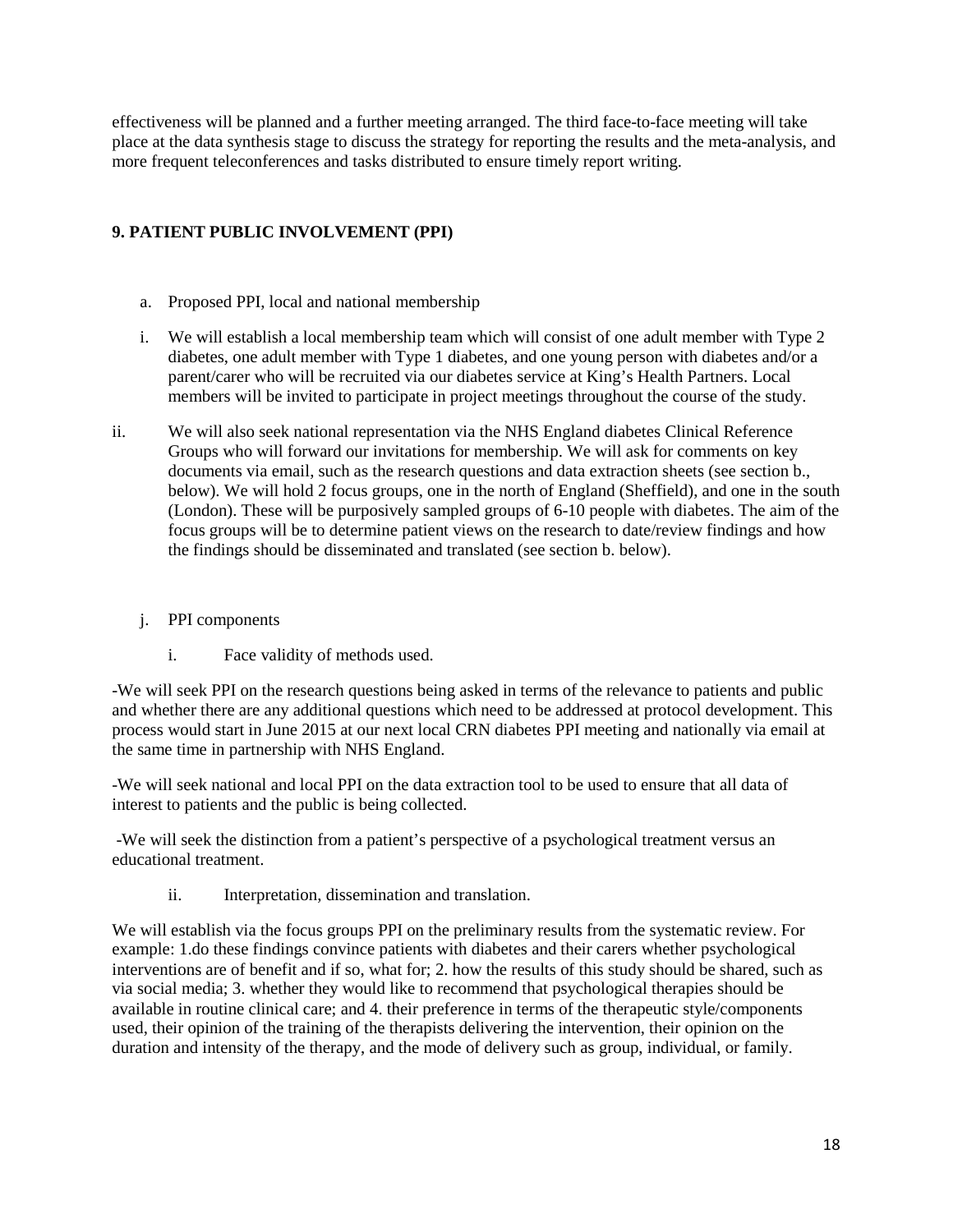effectiveness will be planned and a further meeting arranged. The third face-to-face meeting will take place at the data synthesis stage to discuss the strategy for reporting the results and the meta-analysis, and more frequent teleconferences and tasks distributed to ensure timely report writing.

## 9. PATIENT PUBLIC INVOLVEMENT (PPI)

a. Proposed PPI, local and national membership

i. We will establish a local membership team which will consist of one adult member with Type 2 diabetes, one adult member with Type 1 diabetes, and one young person with diabetes and/or a parent/carer who will be recruited via our diabetes service at King's Health Partners. Local members will be invited to participate in project meetings throughout the course of the study.

ii. We will also seek national representation via the NHS England diabetes Clinical Reference Groups who will forward our invitations for membership. We will ask for comments on key documents via email, such as the research questions and data extraction sheets (see section b., below). We will hold 2 focus groups, one in the north of England (Sheffield), and one in the south (London). These will be purposively sampled groups of 6-10 people with diabetes. The aim of the focus groups will be to determine patient views on the research to date/review findings and how the findings should be disseminated and translated (see section b. below).

j. PPI components

i. Face validity of methods used.

-We will seek PPI on the research questions being asked in terms of the relevance to patients and public and whether there are any additional questions which need to be addressed at protocol development. This process would start in June 2015 at our next local CRN diabetes PPI meeting and nationally via email at the same time in partnership with NHS England.

-We will seek national and local PPI on the data extraction tool to be used to ensure that all data of interest to patients and the public is being collected.

-We will seek the distinction from a patient's perspective of a psychological treatment versus an educational treatment.

ii. Interpretation, dissemination and translation.

We will establish via the focus groups PPI on the preliminary results from the systematic review. For example: 1.do these findings convince patients with diabetes and their carers whether psychological interventions are of benefit and if so, what for; 2. how the results of this study should be shared, such as via social media; 3. whether they would like to recommend that psychological therapies should be available in routine clinical care; and 4. their preference in terms of the therapeutic style/components used, their opinion of the training of the therapists delivering the intervention, their opinion on the duration and intensity of the therapy, and the mode of delivery such as group, individual, or family.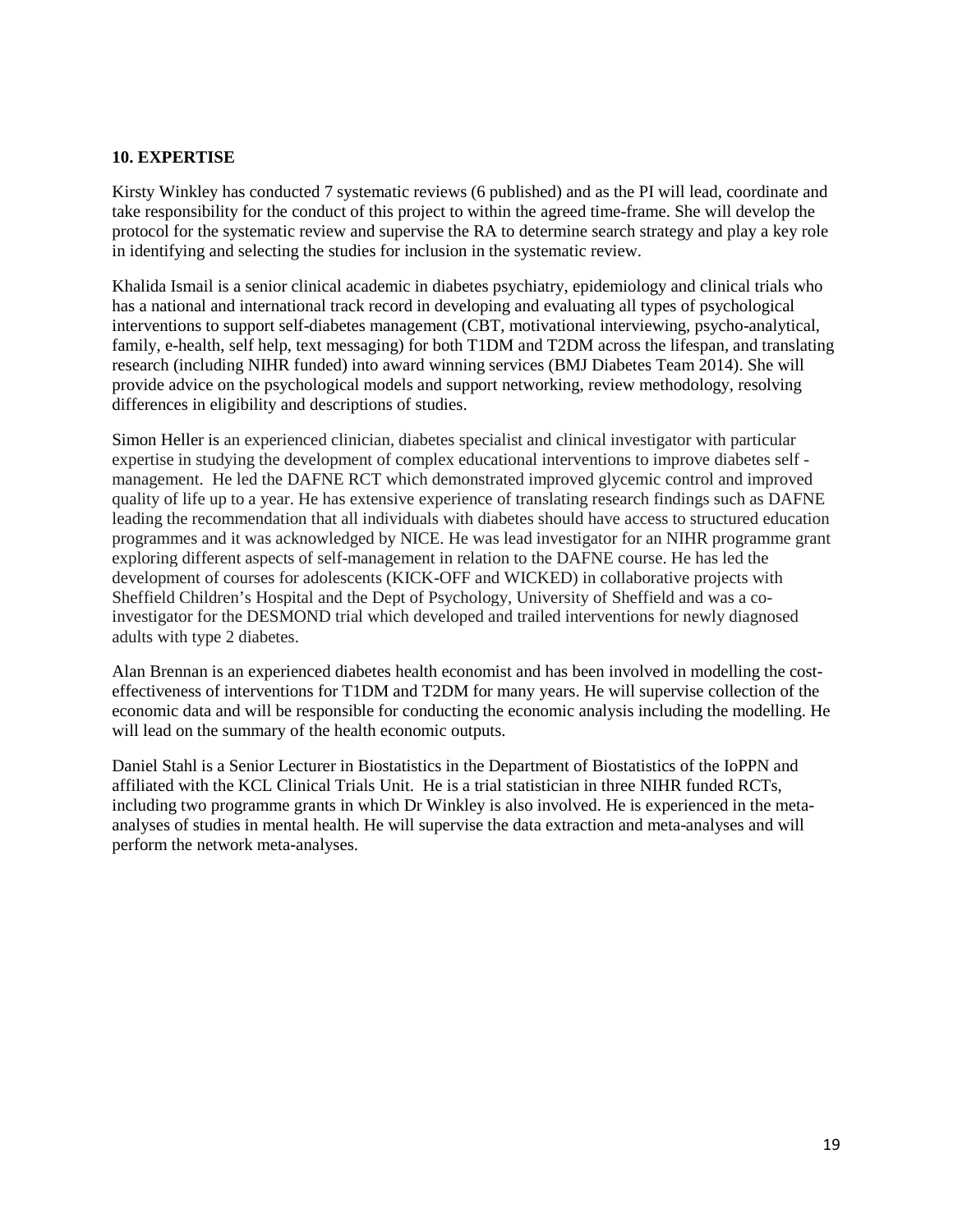**10. EXPERTISE**

Kirsty Winkley has conducted 7 systematic reviews (6 published) and as the PI will lead, coordinate and take responsibility for the conduct of this project to within the agreed time-frame. She will develop the protocol for the systematic review and supervise the RA to determine search strategy and play a key role in identifying and selecting the studies for inclusion in the systematic review.

Khalida Ismail is a senior clinical academic in diabetes psychiatry, epidemiology and clinical trials who has a national and international track record in developing and evaluating all types of psychological interventions to support self-diabetes management (CBT, motivational interviewing, psycho-analytical, family, e-health, self help, text messaging) for both T1DM and T2DM across the lifespan, and translating research (including NIHR funded) into award winning services (BMJ Diabetes Team 2014). She will provide advice on the psychological models and support networking, review methodology, resolving differences in eligibility and descriptions of studies.

Simon Heller is an experienced clinician, diabetes specialist and clinical investigator with particular expertise in studying the development of complex educational interventions to improve diabetes self - management. He led the DAFNE RCT which demonstrated improved glycemic control and improved quality of life up to a year. He has extensive experience of translating research findings such as DAFNE leading the recommendation that all individuals with diabetes should have access to structured education programmes and it was acknowledged by NICE. He was lead investigator for an NIHR programme grant exploring different aspects of self-management in relation to the DAFNE course. He has led the development of courses for adolescents (KICK-OFF and WICKED) in collaborative projects with Sheffield Children's Hospital and the Dept of Psychology, University of Sheffield and was a co-investigator for the DESMOND trial which developed and trailed interventions for newly diagnosed adults with type 2 diabetes.

Alan Brennan is an experienced diabetes health economist and has been involved in modelling the cost-effectiveness of interventions for T1DM and T2DM for many years. He will supervise collection of the economic data and will be responsible for conducting the economic analysis including the modelling. He will lead on the summary of the health economic outputs.

Daniel Stahl is a Senior Lecturer in Biostatistics in the Department of Biostatistics of the IoPPN and affiliated with the KCL Clinical Trials Unit. He is a trial statistician in three NIHR funded RCTs, including two programme grants in which Dr Winkley is also involved. He is experienced in the meta-analyses of studies in mental health. He will supervise the data extraction and meta-analyses and will perform the network meta-analyses.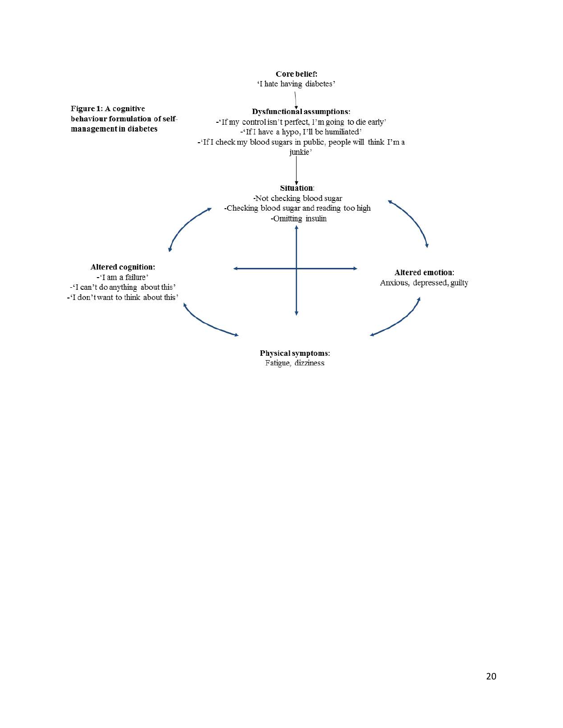**Figure 1: A cognitive behaviour formulation of self-management in diabetes**

**Core belief:**
'I hate having diabetes'

**Dysfunctional assumptions:**
-'If my control isn't perfect, I'm going to die early'
-'If I have a hypo, I'll be humiliated'
-'If I check my blood sugars in public, people will think I'm a junkie'

**Situation:**
-Not checking blood sugar
-Checking blood sugar and reading too high
-Omitting insulin

**Altered cognition:**
-'I am a failure'
-'I can't do anything about this'
-'I don't want to think about this'

**Altered emotion:**
Anxious, depressed, guilty

**Physical symptoms:**
Fatigue, dizziness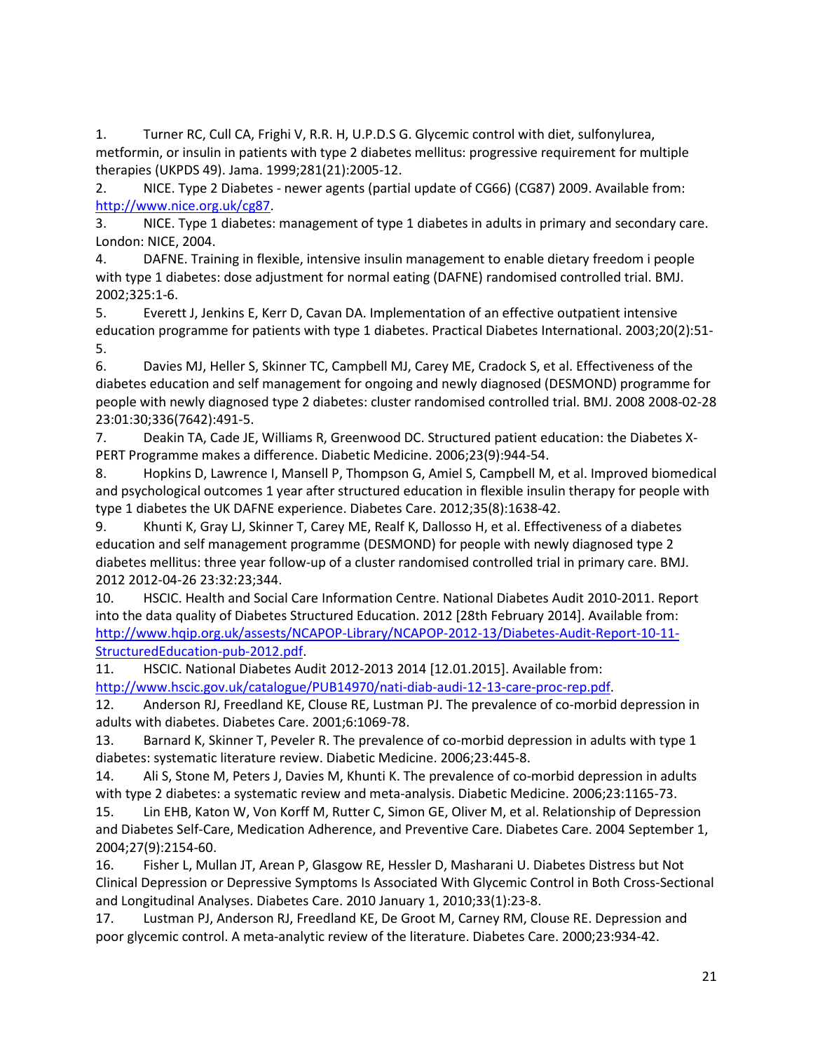1. Turner RC, Cull CA, Frighi V, R.R. H, U.P.D.S G. Glycemic control with diet, sulfonylurea, metformin, or insulin in patients with type 2 diabetes mellitus: progressive requirement for multiple therapies (UKPDS 49). Jama. 1999;281(21):2005-12.
2. NICE. Type 2 Diabetes - newer agents (partial update of CG66) (CG87) 2009. Available from: http://www.nice.org.uk/cg87.
3. NICE. Type 1 diabetes: management of type 1 diabetes in adults in primary and secondary care. London: NICE, 2004.
4. DAFNE. Training in flexible, intensive insulin management to enable dietary freedom i people with type 1 diabetes: dose adjustment for normal eating (DAFNE) randomised controlled trial. BMJ. 2002;325:1-6.
5. Everett J, Jenkins E, Kerr D, Cavan DA. Implementation of an effective outpatient intensive education programme for patients with type 1 diabetes. Practical Diabetes International. 2003;20(2):51-5.
6. Davies MJ, Heller S, Skinner TC, Campbell MJ, Carey ME, Cradock S, et al. Effectiveness of the diabetes education and self management for ongoing and newly diagnosed (DESMOND) programme for people with newly diagnosed type 2 diabetes: cluster randomised controlled trial. BMJ. 2008 2008-02-28 23:01:30;336(7642):491-5.
7. Deakin TA, Cade JE, Williams R, Greenwood DC. Structured patient education: the Diabetes X-PERT Programme makes a difference. Diabetic Medicine. 2006;23(9):944-54.
8. Hopkins D, Lawrence I, Mansell P, Thompson G, Amiel S, Campbell M, et al. Improved biomedical and psychological outcomes 1 year after structured education in flexible insulin therapy for people with type 1 diabetes the UK DAFNE experience. Diabetes Care. 2012;35(8):1638-42.
9. Khunti K, Gray LJ, Skinner T, Carey ME, Realf K, Dallosso H, et al. Effectiveness of a diabetes education and self management programme (DESMOND) for people with newly diagnosed type 2 diabetes mellitus: three year follow-up of a cluster randomised controlled trial in primary care. BMJ. 2012 2012-04-26 23:32:23;344.
10. HSCIC. Health and Social Care Information Centre. National Diabetes Audit 2010-2011. Report into the data quality of Diabetes Structured Education. 2012 [28th February 2014]. Available from: http://www.hqip.org.uk/assests/NCAPOP-Library/NCAPOP-2012-13/Diabetes-Audit-Report-10-11-StructuredEducation-pub-2012.pdf.
11. HSCIC. National Diabetes Audit 2012-2013 2014 [12.01.2015]. Available from: http://www.hscic.gov.uk/catalogue/PUB14970/nati-diab-audi-12-13-care-proc-rep.pdf.
12. Anderson RJ, Freedland KE, Clouse RE, Lustman PJ. The prevalence of co-morbid depression in adults with diabetes. Diabetes Care. 2001;6:1069-78.
13. Barnard K, Skinner T, Peveler R. The prevalence of co-morbid depression in adults with type 1 diabetes: systematic literature review. Diabetic Medicine. 2006;23:445-8.
14. Ali S, Stone M, Peters J, Davies M, Khunti K. The prevalence of co-morbid depression in adults with type 2 diabetes: a systematic review and meta-analysis. Diabetic Medicine. 2006;23:1165-73.
15. Lin EHB, Katon W, Von Korff M, Rutter C, Simon GE, Oliver M, et al. Relationship of Depression and Diabetes Self-Care, Medication Adherence, and Preventive Care. Diabetes Care. 2004 September 1, 2004;27(9):2154-60.
16. Fisher L, Mullan JT, Arean P, Glasgow RE, Hessler D, Masharani U. Diabetes Distress but Not Clinical Depression or Depressive Symptoms Is Associated With Glycemic Control in Both Cross-Sectional and Longitudinal Analyses. Diabetes Care. 2010 January 1, 2010;33(1):23-8.
17. Lustman PJ, Anderson RJ, Freedland KE, De Groot M, Carney RM, Clouse RE. Depression and poor glycemic control. A meta-analytic review of the literature. Diabetes Care. 2000;23:934-42.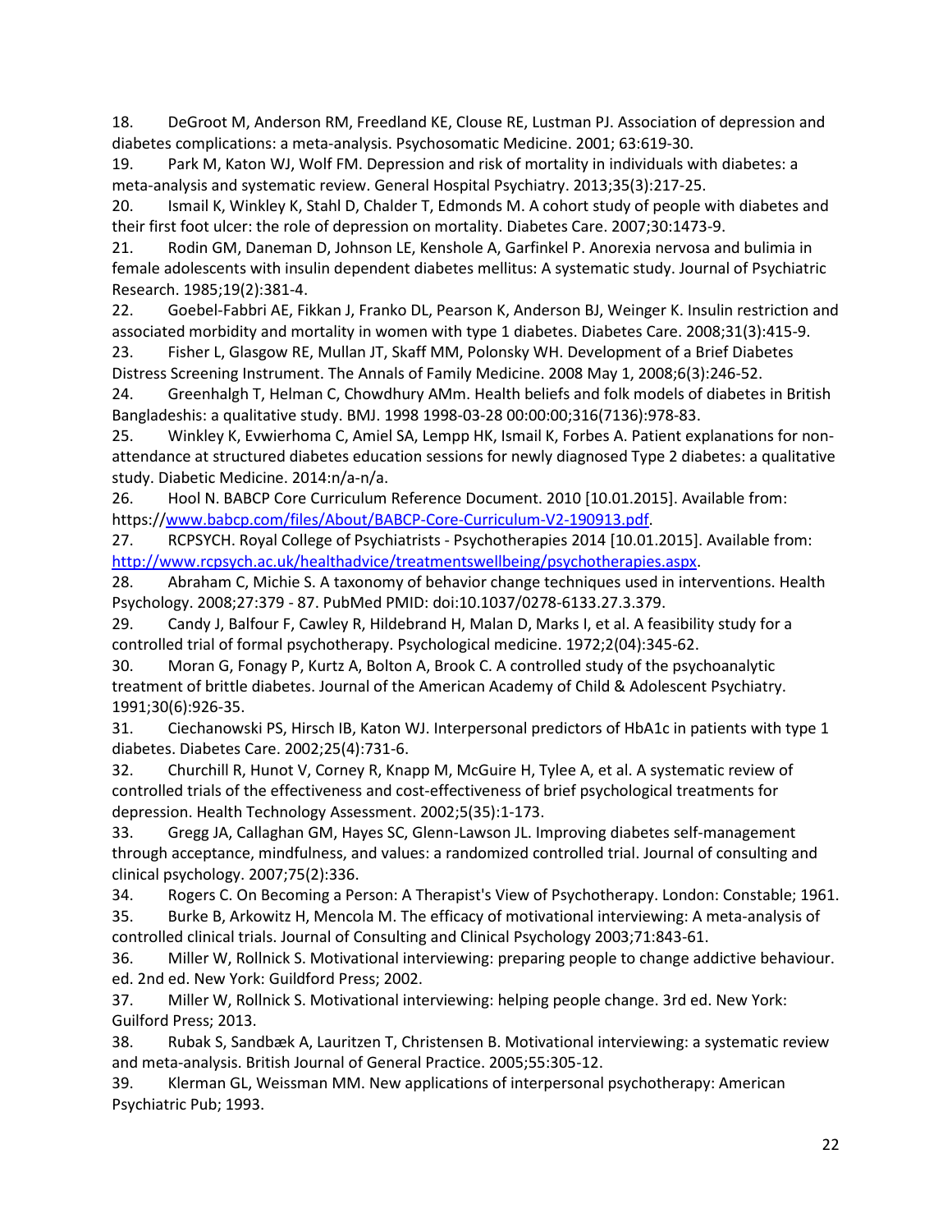18. DeGroot M, Anderson RM, Freedland KE, Clouse RE, Lustman PJ. Association of depression and diabetes complications: a meta-analysis. Psychosomatic Medicine. 2001; 63:619-30.

19. Park M, Katon WJ, Wolf FM. Depression and risk of mortality in individuals with diabetes: a meta-analysis and systematic review. General Hospital Psychiatry. 2013;35(3):217-25.

20. Ismail K, Winkley K, Stahl D, Chalder T, Edmonds M. A cohort study of people with diabetes and their first foot ulcer: the role of depression on mortality. Diabetes Care. 2007;30:1473-9.

21. Rodin GM, Daneman D, Johnson LE, Kenshole A, Garfinkel P. Anorexia nervosa and bulimia in female adolescents with insulin dependent diabetes mellitus: A systematic study. Journal of Psychiatric Research. 1985;19(2):381-4.

22. Goebel-Fabbri AE, Fikkan J, Franko DL, Pearson K, Anderson BJ, Weinger K. Insulin restriction and associated morbidity and mortality in women with type 1 diabetes. Diabetes Care. 2008;31(3):415-9.

23. Fisher L, Glasgow RE, Mullan JT, Skaff MM, Polonsky WH. Development of a Brief Diabetes Distress Screening Instrument. The Annals of Family Medicine. 2008 May 1, 2008;6(3):246-52.

24. Greenhalgh T, Helman C, Chowdhury AMm. Health beliefs and folk models of diabetes in British Bangladeshis: a qualitative study. BMJ. 1998 1998-03-28 00:00:00;316(7136):978-83.

25. Winkley K, Evwierhoma C, Amiel SA, Lempp HK, Ismail K, Forbes A. Patient explanations for non-attendance at structured diabetes education sessions for newly diagnosed Type 2 diabetes: a qualitative study. Diabetic Medicine. 2014:n/a-n/a.

26. Hool N. BABCP Core Curriculum Reference Document. 2010 [10.01.2015]. Available from: https://www.babcp.com/files/About/BABCP-Core-Curriculum-V2-190913.pdf.

27. RCPSYCH. Royal College of Psychiatrists - Psychotherapies 2014 [10.01.2015]. Available from: http://www.rcpsych.ac.uk/healthadvice/treatmentswellbeing/psychotherapies.aspx.

28. Abraham C, Michie S. A taxonomy of behavior change techniques used in interventions. Health Psychology. 2008;27:379 - 87. PubMed PMID: doi:10.1037/0278-6133.27.3.379.

29. Candy J, Balfour F, Cawley R, Hildebrand H, Malan D, Marks I, et al. A feasibility study for a controlled trial of formal psychotherapy. Psychological medicine. 1972;2(04):345-62.

30. Moran G, Fonagy P, Kurtz A, Bolton A, Brook C. A controlled study of the psychoanalytic treatment of brittle diabetes. Journal of the American Academy of Child & Adolescent Psychiatry. 1991;30(6):926-35.

31. Ciechanowski PS, Hirsch IB, Katon WJ. Interpersonal predictors of HbA1c in patients with type 1 diabetes. Diabetes Care. 2002;25(4):731-6.

32. Churchill R, Hunot V, Corney R, Knapp M, McGuire H, Tylee A, et al. A systematic review of controlled trials of the effectiveness and cost-effectiveness of brief psychological treatments for depression. Health Technology Assessment. 2002;5(35):1-173.

33. Gregg JA, Callaghan GM, Hayes SC, Glenn-Lawson JL. Improving diabetes self-management through acceptance, mindfulness, and values: a randomized controlled trial. Journal of consulting and clinical psychology. 2007;75(2):336.

34. Rogers C. On Becoming a Person: A Therapist's View of Psychotherapy. London: Constable; 1961.

35. Burke B, Arkowitz H, Mencola M. The efficacy of motivational interviewing: A meta-analysis of controlled clinical trials. Journal of Consulting and Clinical Psychology 2003;71:843-61.

36. Miller W, Rollnick S. Motivational interviewing: preparing people to change addictive behaviour. ed. 2nd ed. New York: Guildford Press; 2002.

37. Miller W, Rollnick S. Motivational interviewing: helping people change. 3rd ed. New York: Guilford Press; 2013.

38. Rubak S, Sandbæk A, Lauritzen T, Christensen B. Motivational interviewing: a systematic review and meta-analysis. British Journal of General Practice. 2005;55:305-12.

39. Klerman GL, Weissman MM. New applications of interpersonal psychotherapy: American Psychiatric Pub; 1993.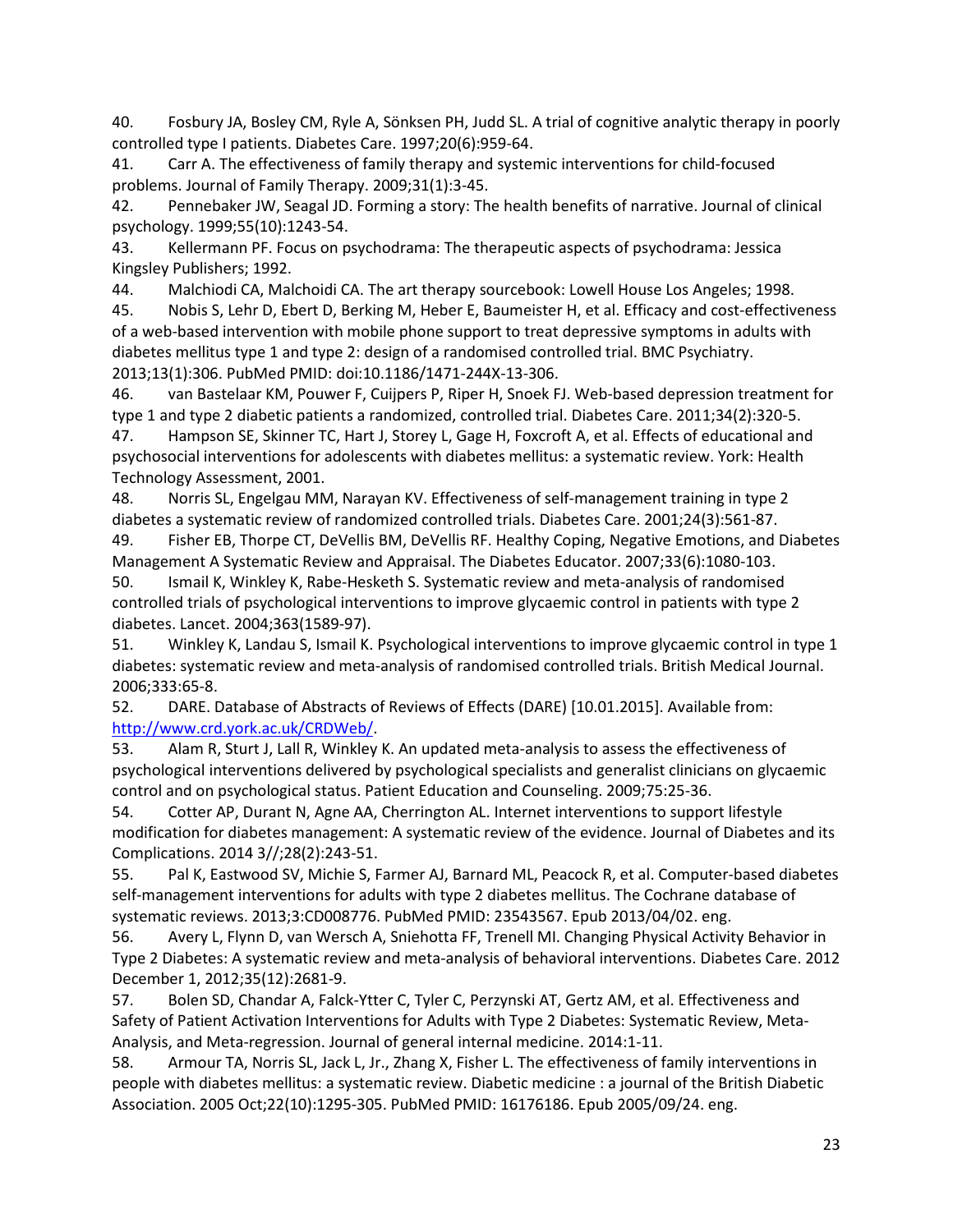40. Fosbury JA, Bosley CM, Ryle A, Sönksen PH, Judd SL. A trial of cognitive analytic therapy in poorly controlled type I patients. Diabetes Care. 1997;20(6):959-64.

41. Carr A. The effectiveness of family therapy and systemic interventions for child-focused problems. Journal of Family Therapy. 2009;31(1):3-45.

42. Pennebaker JW, Seagal JD. Forming a story: The health benefits of narrative. Journal of clinical psychology. 1999;55(10):1243-54.

43. Kellermann PF. Focus on psychodrama: The therapeutic aspects of psychodrama: Jessica Kingsley Publishers; 1992.

44. Malchiodi CA, Malchoidi CA. The art therapy sourcebook: Lowell House Los Angeles; 1998.

45. Nobis S, Lehr D, Ebert D, Berking M, Heber E, Baumeister H, et al. Efficacy and cost-effectiveness of a web-based intervention with mobile phone support to treat depressive symptoms in adults with diabetes mellitus type 1 and type 2: design of a randomised controlled trial. BMC Psychiatry. 2013;13(1):306. PubMed PMID: doi:10.1186/1471-244X-13-306.

46. van Bastelaar KM, Pouwer F, Cuijpers P, Riper H, Snoek FJ. Web-based depression treatment for type 1 and type 2 diabetic patients a randomized, controlled trial. Diabetes Care. 2011;34(2):320-5.

47. Hampson SE, Skinner TC, Hart J, Storey L, Gage H, Foxcroft A, et al. Effects of educational and psychosocial interventions for adolescents with diabetes mellitus: a systematic review. York: Health Technology Assessment, 2001.

48. Norris SL, Engelgau MM, Narayan KV. Effectiveness of self-management training in type 2 diabetes a systematic review of randomized controlled trials. Diabetes Care. 2001;24(3):561-87.

49. Fisher EB, Thorpe CT, DeVellis BM, DeVellis RF. Healthy Coping, Negative Emotions, and Diabetes Management A Systematic Review and Appraisal. The Diabetes Educator. 2007;33(6):1080-103.

50. Ismail K, Winkley K, Rabe-Hesketh S. Systematic review and meta-analysis of randomised controlled trials of psychological interventions to improve glycaemic control in patients with type 2 diabetes. Lancet. 2004;363(1589-97).

51. Winkley K, Landau S, Ismail K. Psychological interventions to improve glycaemic control in type 1 diabetes: systematic review and meta-analysis of randomised controlled trials. British Medical Journal. 2006;333:65-8.

52. DARE. Database of Abstracts of Reviews of Effects (DARE) [10.01.2015]. Available from: http://www.crd.york.ac.uk/CRDWeb/.

53. Alam R, Sturt J, Lall R, Winkley K. An updated meta-analysis to assess the effectiveness of psychological interventions delivered by psychological specialists and generalist clinicians on glycaemic control and on psychological status. Patient Education and Counseling. 2009;75:25-36.

54. Cotter AP, Durant N, Agne AA, Cherrington AL. Internet interventions to support lifestyle modification for diabetes management: A systematic review of the evidence. Journal of Diabetes and its Complications. 2014 3//;28(2):243-51.

55. Pal K, Eastwood SV, Michie S, Farmer AJ, Barnard ML, Peacock R, et al. Computer-based diabetes self-management interventions for adults with type 2 diabetes mellitus. The Cochrane database of systematic reviews. 2013;3:CD008776. PubMed PMID: 23543567. Epub 2013/04/02. eng.

56. Avery L, Flynn D, van Wersch A, Sniehotta FF, Trenell MI. Changing Physical Activity Behavior in Type 2 Diabetes: A systematic review and meta-analysis of behavioral interventions. Diabetes Care. 2012 December 1, 2012;35(12):2681-9.

57. Bolen SD, Chandar A, Falck-Ytter C, Tyler C, Perzynski AT, Gertz AM, et al. Effectiveness and Safety of Patient Activation Interventions for Adults with Type 2 Diabetes: Systematic Review, Meta-Analysis, and Meta-regression. Journal of general internal medicine. 2014:1-11.

58. Armour TA, Norris SL, Jack L, Jr., Zhang X, Fisher L. The effectiveness of family interventions in people with diabetes mellitus: a systematic review. Diabetic medicine : a journal of the British Diabetic Association. 2005 Oct;22(10):1295-305. PubMed PMID: 16176186. Epub 2005/09/24. eng.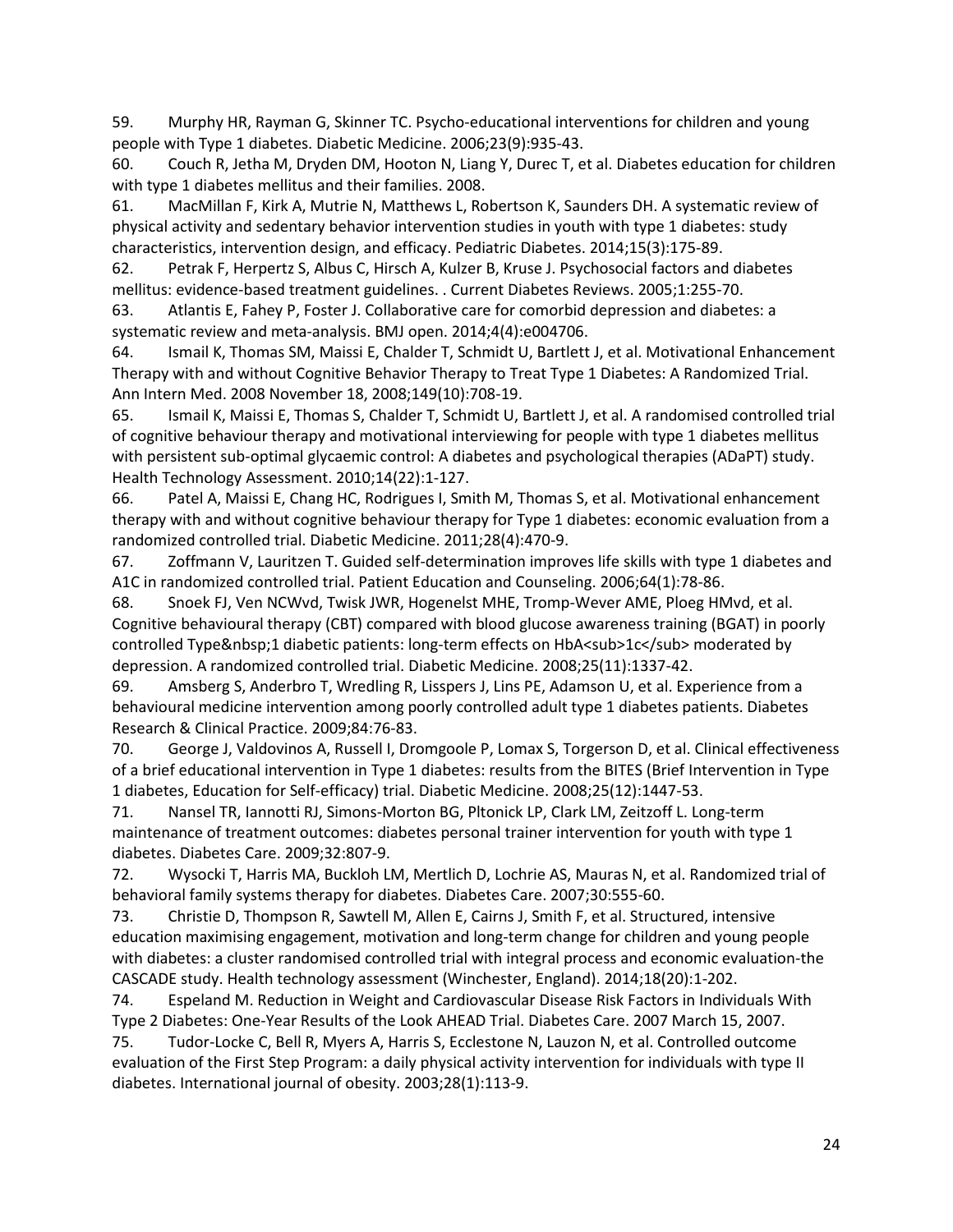59. Murphy HR, Rayman G, Skinner TC. Psycho-educational interventions for children and young people with Type 1 diabetes. Diabetic Medicine. 2006;23(9):935-43.

60. Couch R, Jetha M, Dryden DM, Hooton N, Liang Y, Durec T, et al. Diabetes education for children with type 1 diabetes mellitus and their families. 2008.

61. MacMillan F, Kirk A, Mutrie N, Matthews L, Robertson K, Saunders DH. A systematic review of physical activity and sedentary behavior intervention studies in youth with type 1 diabetes: study characteristics, intervention design, and efficacy. Pediatric Diabetes. 2014;15(3):175-89.

62. Petrak F, Herpertz S, Albus C, Hirsch A, Kulzer B, Kruse J. Psychosocial factors and diabetes mellitus: evidence-based treatment guidelines. . Current Diabetes Reviews. 2005;1:255-70.

63. Atlantis E, Fahey P, Foster J. Collaborative care for comorbid depression and diabetes: a systematic review and meta-analysis. BMJ open. 2014;4(4):e004706.

64. Ismail K, Thomas SM, Maissi E, Chalder T, Schmidt U, Bartlett J, et al. Motivational Enhancement Therapy with and without Cognitive Behavior Therapy to Treat Type 1 Diabetes: A Randomized Trial. Ann Intern Med. 2008 November 18, 2008;149(10):708-19.

65. Ismail K, Maissi E, Thomas S, Chalder T, Schmidt U, Bartlett J, et al. A randomised controlled trial of cognitive behaviour therapy and motivational interviewing for people with type 1 diabetes mellitus with persistent sub-optimal glycaemic control: A diabetes and psychological therapies (ADaPT) study. Health Technology Assessment. 2010;14(22):1-127.

66. Patel A, Maissi E, Chang HC, Rodrigues I, Smith M, Thomas S, et al. Motivational enhancement therapy with and without cognitive behaviour therapy for Type 1 diabetes: economic evaluation from a randomized controlled trial. Diabetic Medicine. 2011;28(4):470-9.

67. Zoffmann V, Lauritzen T. Guided self-determination improves life skills with type 1 diabetes and A1C in randomized controlled trial. Patient Education and Counseling. 2006;64(1):78-86.

68. Snoek FJ, Ven NCWvd, Twisk JWR, Hogenelst MHE, Tromp-Wever AME, Ploeg HMvd, et al. Cognitive behavioural therapy (CBT) compared with blood glucose awareness training (BGAT) in poorly controlled Type&nbsp;1 diabetic patients: long-term effects on HbA<sub>1c</sub> moderated by depression. A randomized controlled trial. Diabetic Medicine. 2008;25(11):1337-42.

69. Amsberg S, Anderbro T, Wredling R, Lisspers J, Lins PE, Adamson U, et al. Experience from a behavioural medicine intervention among poorly controlled adult type 1 diabetes patients. Diabetes Research & Clinical Practice. 2009;84:76-83.

70. George J, Valdovinos A, Russell I, Dromgoole P, Lomax S, Torgerson D, et al. Clinical effectiveness of a brief educational intervention in Type 1 diabetes: results from the BITES (Brief Intervention in Type 1 diabetes, Education for Self-efficacy) trial. Diabetic Medicine. 2008;25(12):1447-53.

71. Nansel TR, Iannotti RJ, Simons-Morton BG, Pltonick LP, Clark LM, Zeitzoff L. Long-term maintenance of treatment outcomes: diabetes personal trainer intervention for youth with type 1 diabetes. Diabetes Care. 2009;32:807-9.

72. Wysocki T, Harris MA, Buckloh LM, Mertlich D, Lochrie AS, Mauras N, et al. Randomized trial of behavioral family systems therapy for diabetes. Diabetes Care. 2007;30:555-60.

73. Christie D, Thompson R, Sawtell M, Allen E, Cairns J, Smith F, et al. Structured, intensive education maximising engagement, motivation and long-term change for children and young people with diabetes: a cluster randomised controlled trial with integral process and economic evaluation-the CASCADE study. Health technology assessment (Winchester, England). 2014;18(20):1-202.

74. Espeland M. Reduction in Weight and Cardiovascular Disease Risk Factors in Individuals With Type 2 Diabetes: One-Year Results of the Look AHEAD Trial. Diabetes Care. 2007 March 15, 2007.

75. Tudor-Locke C, Bell R, Myers A, Harris S, Ecclestone N, Lauzon N, et al. Controlled outcome evaluation of the First Step Program: a daily physical activity intervention for individuals with type II diabetes. International journal of obesity. 2003;28(1):113-9.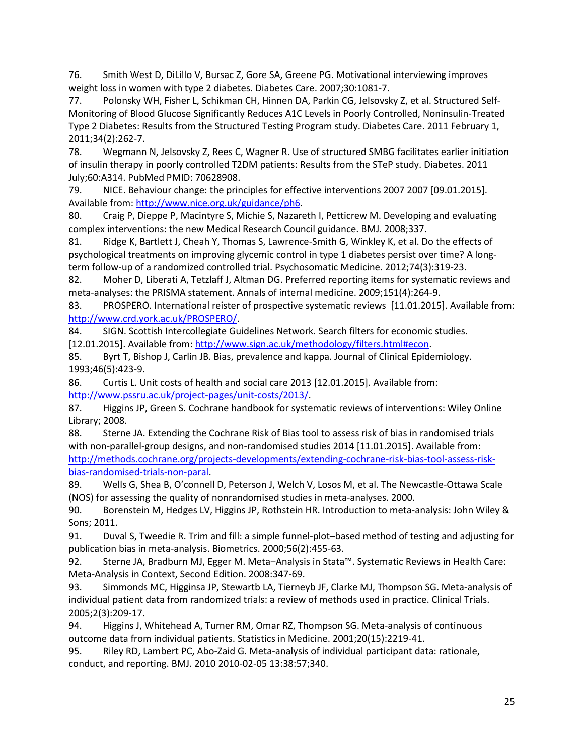76. Smith West D, DiLillo V, Bursac Z, Gore SA, Greene PG. Motivational interviewing improves weight loss in women with type 2 diabetes. Diabetes Care. 2007;30:1081-7.

77. Polonsky WH, Fisher L, Schikman CH, Hinnen DA, Parkin CG, Jelsovsky Z, et al. Structured Self-Monitoring of Blood Glucose Significantly Reduces A1C Levels in Poorly Controlled, Noninsulin-Treated Type 2 Diabetes: Results from the Structured Testing Program study. Diabetes Care. 2011 February 1, 2011;34(2):262-7.

78. Wegmann N, Jelsovsky Z, Rees C, Wagner R. Use of structured SMBG facilitates earlier initiation of insulin therapy in poorly controlled T2DM patients: Results from the STeP study. Diabetes. 2011 July;60:A314. PubMed PMID: 70628908.

79. NICE. Behaviour change: the principles for effective interventions 2007 2007 [09.01.2015]. Available from: http://www.nice.org.uk/guidance/ph6.

80. Craig P, Dieppe P, Macintyre S, Michie S, Nazareth I, Petticrew M. Developing and evaluating complex interventions: the new Medical Research Council guidance. BMJ. 2008;337.

81. Ridge K, Bartlett J, Cheah Y, Thomas S, Lawrence-Smith G, Winkley K, et al. Do the effects of psychological treatments on improving glycemic control in type 1 diabetes persist over time? A long-term follow-up of a randomized controlled trial. Psychosomatic Medicine. 2012;74(3):319-23.

82. Moher D, Liberati A, Tetzlaff J, Altman DG. Preferred reporting items for systematic reviews and meta-analyses: the PRISMA statement. Annals of internal medicine. 2009;151(4):264-9.

83. PROSPERO. International reister of prospective systematic reviews [11.01.2015]. Available from: http://www.crd.york.ac.uk/PROSPERO/.

84. SIGN. Scottish Intercollegiate Guidelines Network. Search filters for economic studies. [12.01.2015]. Available from: http://www.sign.ac.uk/methodology/filters.html#econ.

85. Byrt T, Bishop J, Carlin JB. Bias, prevalence and kappa. Journal of Clinical Epidemiology. 1993;46(5):423-9.

86. Curtis L. Unit costs of health and social care 2013 [12.01.2015]. Available from: http://www.pssru.ac.uk/project-pages/unit-costs/2013/.

87. Higgins JP, Green S. Cochrane handbook for systematic reviews of interventions: Wiley Online Library; 2008.

88. Sterne JA. Extending the Cochrane Risk of Bias tool to assess risk of bias in randomised trials with non-parallel-group designs, and non-randomised studies 2014 [11.01.2015]. Available from: http://methods.cochrane.org/projects-developments/extending-cochrane-risk-bias-tool-assess-risk-bias-randomised-trials-non-paral.

89. Wells G, Shea B, O'connell D, Peterson J, Welch V, Losos M, et al. The Newcastle-Ottawa Scale (NOS) for assessing the quality of nonrandomised studies in meta-analyses. 2000.

90. Borenstein M, Hedges LV, Higgins JP, Rothstein HR. Introduction to meta-analysis: John Wiley & Sons; 2011.

91. Duval S, Tweedie R. Trim and fill: a simple funnel-plot–based method of testing and adjusting for publication bias in meta-analysis. Biometrics. 2000;56(2):455-63.

92. Sterne JA, Bradburn MJ, Egger M. Meta–Analysis in Stata™. Systematic Reviews in Health Care: Meta-Analysis in Context, Second Edition. 2008:347-69.

93. Simmonds MC, Higginsa JP, Stewartb LA, Tierneyb JF, Clarke MJ, Thompson SG. Meta-analysis of individual patient data from randomized trials: a review of methods used in practice. Clinical Trials. 2005;2(3):209-17.

94. Higgins J, Whitehead A, Turner RM, Omar RZ, Thompson SG. Meta-analysis of continuous outcome data from individual patients. Statistics in Medicine. 2001;20(15):2219-41.

95. Riley RD, Lambert PC, Abo-Zaid G. Meta-analysis of individual participant data: rationale, conduct, and reporting. BMJ. 2010 2010-02-05 13:38:57;340.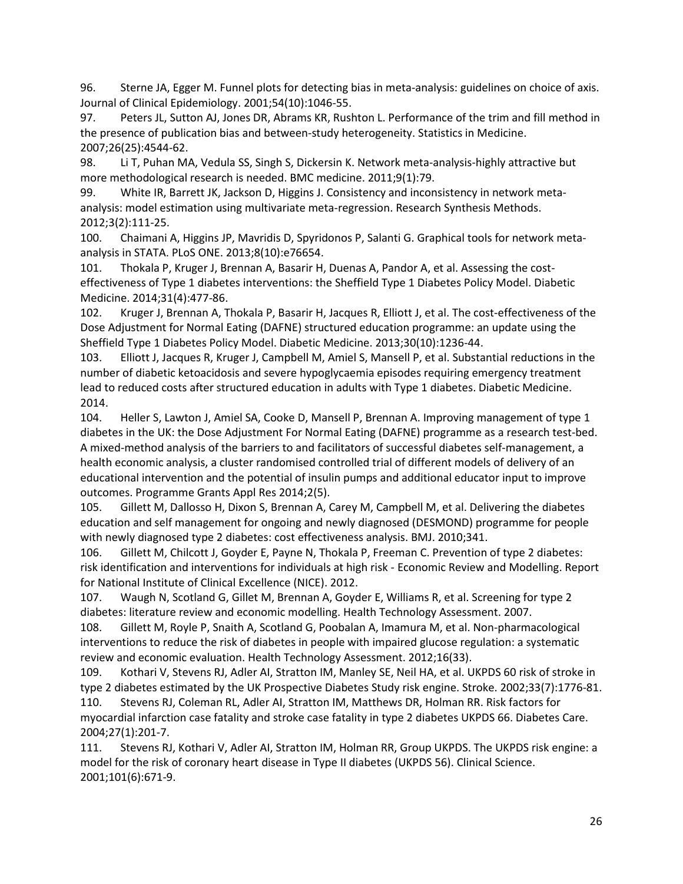96. Sterne JA, Egger M. Funnel plots for detecting bias in meta-analysis: guidelines on choice of axis. Journal of Clinical Epidemiology. 2001;54(10):1046-55.

97. Peters JL, Sutton AJ, Jones DR, Abrams KR, Rushton L. Performance of the trim and fill method in the presence of publication bias and between-study heterogeneity. Statistics in Medicine. 2007;26(25):4544-62.

98. Li T, Puhan MA, Vedula SS, Singh S, Dickersin K. Network meta-analysis-highly attractive but more methodological research is needed. BMC medicine. 2011;9(1):79.

99. White IR, Barrett JK, Jackson D, Higgins J. Consistency and inconsistency in network meta-analysis: model estimation using multivariate meta-regression. Research Synthesis Methods. 2012;3(2):111-25.

100. Chaimani A, Higgins JP, Mavridis D, Spyridonos P, Salanti G. Graphical tools for network meta-analysis in STATA. PLoS ONE. 2013;8(10):e76654.

101. Thokala P, Kruger J, Brennan A, Basarir H, Duenas A, Pandor A, et al. Assessing the cost-effectiveness of Type 1 diabetes interventions: the Sheffield Type 1 Diabetes Policy Model. Diabetic Medicine. 2014;31(4):477-86.

102. Kruger J, Brennan A, Thokala P, Basarir H, Jacques R, Elliott J, et al. The cost-effectiveness of the Dose Adjustment for Normal Eating (DAFNE) structured education programme: an update using the Sheffield Type 1 Diabetes Policy Model. Diabetic Medicine. 2013;30(10):1236-44.

103. Elliott J, Jacques R, Kruger J, Campbell M, Amiel S, Mansell P, et al. Substantial reductions in the number of diabetic ketoacidosis and severe hypoglycaemia episodes requiring emergency treatment lead to reduced costs after structured education in adults with Type 1 diabetes. Diabetic Medicine. 2014.

104. Heller S, Lawton J, Amiel SA, Cooke D, Mansell P, Brennan A. Improving management of type 1 diabetes in the UK: the Dose Adjustment For Normal Eating (DAFNE) programme as a research test-bed. A mixed-method analysis of the barriers to and facilitators of successful diabetes self-management, a health economic analysis, a cluster randomised controlled trial of different models of delivery of an educational intervention and the potential of insulin pumps and additional educator input to improve outcomes. Programme Grants Appl Res 2014;2(5).

105. Gillett M, Dallosso H, Dixon S, Brennan A, Carey M, Campbell M, et al. Delivering the diabetes education and self management for ongoing and newly diagnosed (DESMOND) programme for people with newly diagnosed type 2 diabetes: cost effectiveness analysis. BMJ. 2010;341.

106. Gillett M, Chilcott J, Goyder E, Payne N, Thokala P, Freeman C. Prevention of type 2 diabetes: risk identification and interventions for individuals at high risk - Economic Review and Modelling. Report for National Institute of Clinical Excellence (NICE). 2012.

107. Waugh N, Scotland G, Gillet M, Brennan A, Goyder E, Williams R, et al. Screening for type 2 diabetes: literature review and economic modelling. Health Technology Assessment. 2007.

108. Gillett M, Royle P, Snaith A, Scotland G, Poobalan A, Imamura M, et al. Non-pharmacological interventions to reduce the risk of diabetes in people with impaired glucose regulation: a systematic review and economic evaluation. Health Technology Assessment. 2012;16(33).

109. Kothari V, Stevens RJ, Adler AI, Stratton IM, Manley SE, Neil HA, et al. UKPDS 60 risk of stroke in type 2 diabetes estimated by the UK Prospective Diabetes Study risk engine. Stroke. 2002;33(7):1776-81.

110. Stevens RJ, Coleman RL, Adler AI, Stratton IM, Matthews DR, Holman RR. Risk factors for myocardial infarction case fatality and stroke case fatality in type 2 diabetes UKPDS 66. Diabetes Care. 2004;27(1):201-7.

111. Stevens RJ, Kothari V, Adler AI, Stratton IM, Holman RR, Group UKPDS. The UKPDS risk engine: a model for the risk of coronary heart disease in Type II diabetes (UKPDS 56). Clinical Science. 2001;101(6):671-9.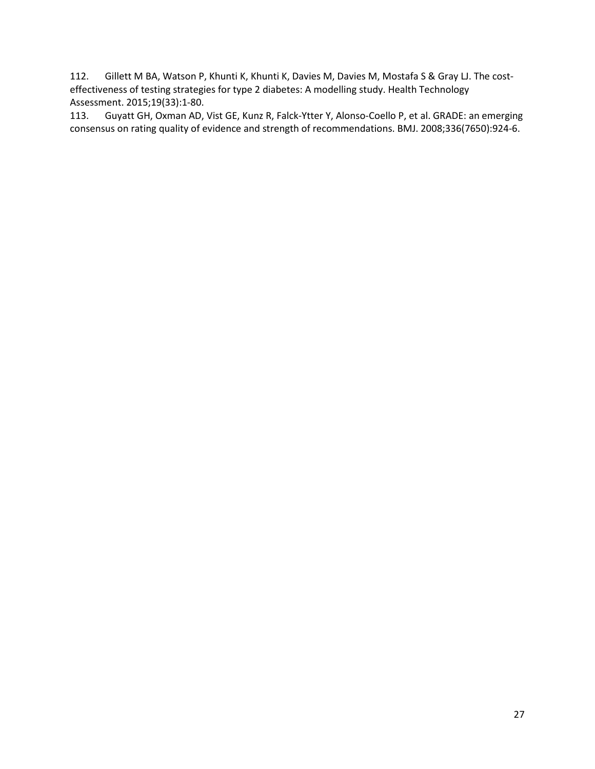112. Gillett M BA, Watson P, Khunti K, Khunti K, Davies M, Davies M, Mostafa S & Gray LJ. The cost-effectiveness of testing strategies for type 2 diabetes: A modelling study. Health Technology Assessment. 2015;19(33):1-80.

113. Guyatt GH, Oxman AD, Vist GE, Kunz R, Falck-Ytter Y, Alonso-Coello P, et al. GRADE: an emerging consensus on rating quality of evidence and strength of recommendations. BMJ. 2008;336(7650):924-6.